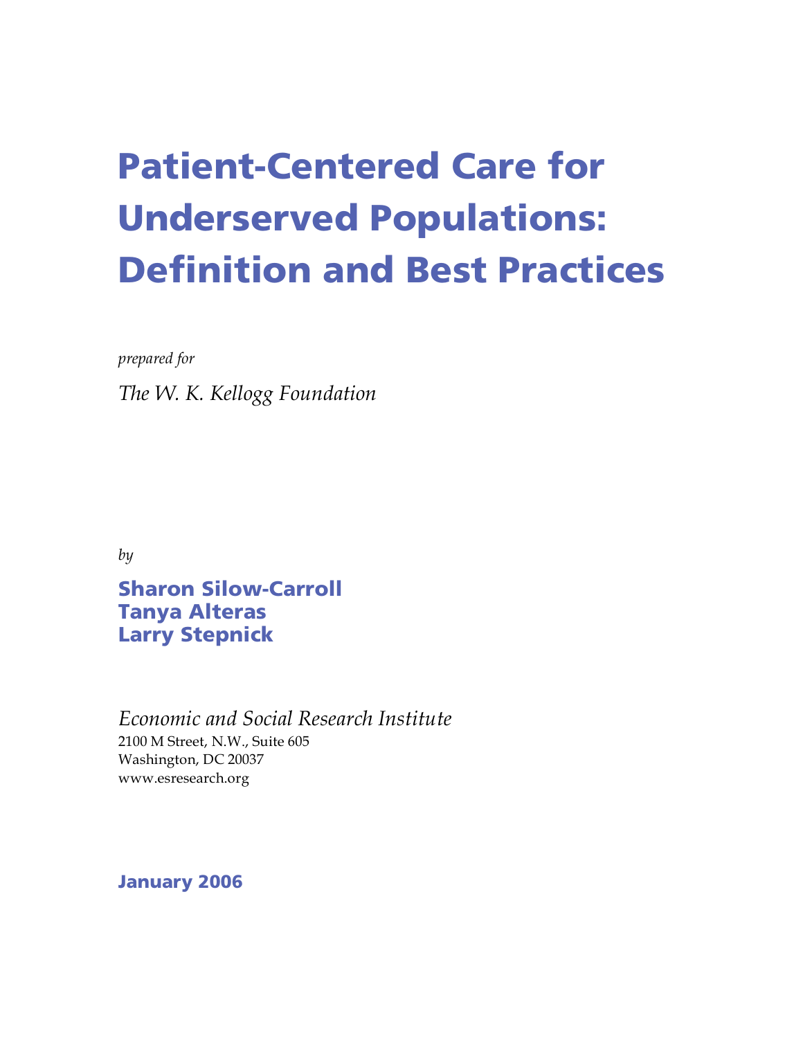# Patient-Centered Care for Underserved Populations: Definition and Best Practices

*prepared for*

*The W. K. Kellogg Foundation*

*by*

**Sharon Silow-Carroll**
**Tanya Alteras**
**Larry Stepnick**

*Economic and Social Research Institute*
2100 M Street, N.W., Suite 605
Washington, DC 20037
www.esresearch.org

**January 2006**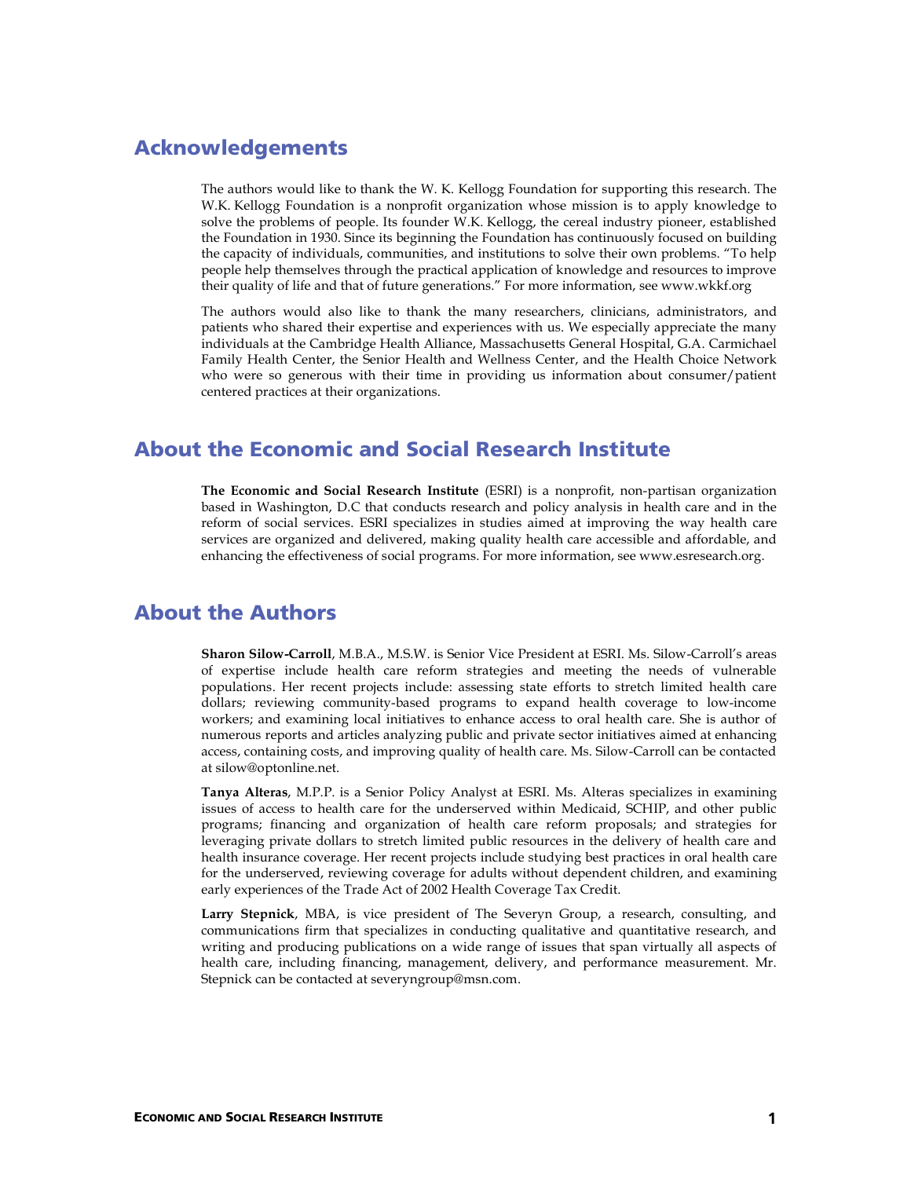## Acknowledgements

The authors would like to thank the W. K. Kellogg Foundation for supporting this research. The W.K. Kellogg Foundation is a nonprofit organization whose mission is to apply knowledge to solve the problems of people. Its founder W.K. Kellogg, the cereal industry pioneer, established the Foundation in 1930. Since its beginning the Foundation has continuously focused on building the capacity of individuals, communities, and institutions to solve their own problems. "To help people help themselves through the practical application of knowledge and resources to improve their quality of life and that of future generations." For more information, see www.wkkf.org

The authors would also like to thank the many researchers, clinicians, administrators, and patients who shared their expertise and experiences with us. We especially appreciate the many individuals at the Cambridge Health Alliance, Massachusetts General Hospital, G.A. Carmichael Family Health Center, the Senior Health and Wellness Center, and the Health Choice Network who were so generous with their time in providing us information about consumer/patient centered practices at their organizations.

## About the Economic and Social Research Institute

**The Economic and Social Research Institute** (ESRI) is a nonprofit, non-partisan organization based in Washington, D.C that conducts research and policy analysis in health care and in the reform of social services. ESRI specializes in studies aimed at improving the way health care services are organized and delivered, making quality health care accessible and affordable, and enhancing the effectiveness of social programs. For more information, see www.esresearch.org.

## About the Authors

**Sharon Silow-Carroll**, M.B.A., M.S.W. is Senior Vice President at ESRI. Ms. Silow-Carroll's areas of expertise include health care reform strategies and meeting the needs of vulnerable populations. Her recent projects include: assessing state efforts to stretch limited health care dollars; reviewing community-based programs to expand health coverage to low-income workers; and examining local initiatives to enhance access to oral health care. She is author of numerous reports and articles analyzing public and private sector initiatives aimed at enhancing access, containing costs, and improving quality of health care. Ms. Silow-Carroll can be contacted at silow@optonline.net.

**Tanya Alteras**, M.P.P. is a Senior Policy Analyst at ESRI. Ms. Alteras specializes in examining issues of access to health care for the underserved within Medicaid, SCHIP, and other public programs; financing and organization of health care reform proposals; and strategies for leveraging private dollars to stretch limited public resources in the delivery of health care and health insurance coverage. Her recent projects include studying best practices in oral health care for the underserved, reviewing coverage for adults without dependent children, and examining early experiences of the Trade Act of 2002 Health Coverage Tax Credit.

**Larry Stepnick**, MBA, is vice president of The Severyn Group, a research, consulting, and communications firm that specializes in conducting qualitative and quantitative research, and writing and producing publications on a wide range of issues that span virtually all aspects of health care, including financing, management, delivery, and performance measurement. Mr. Stepnick can be contacted at severyngroup@msn.com.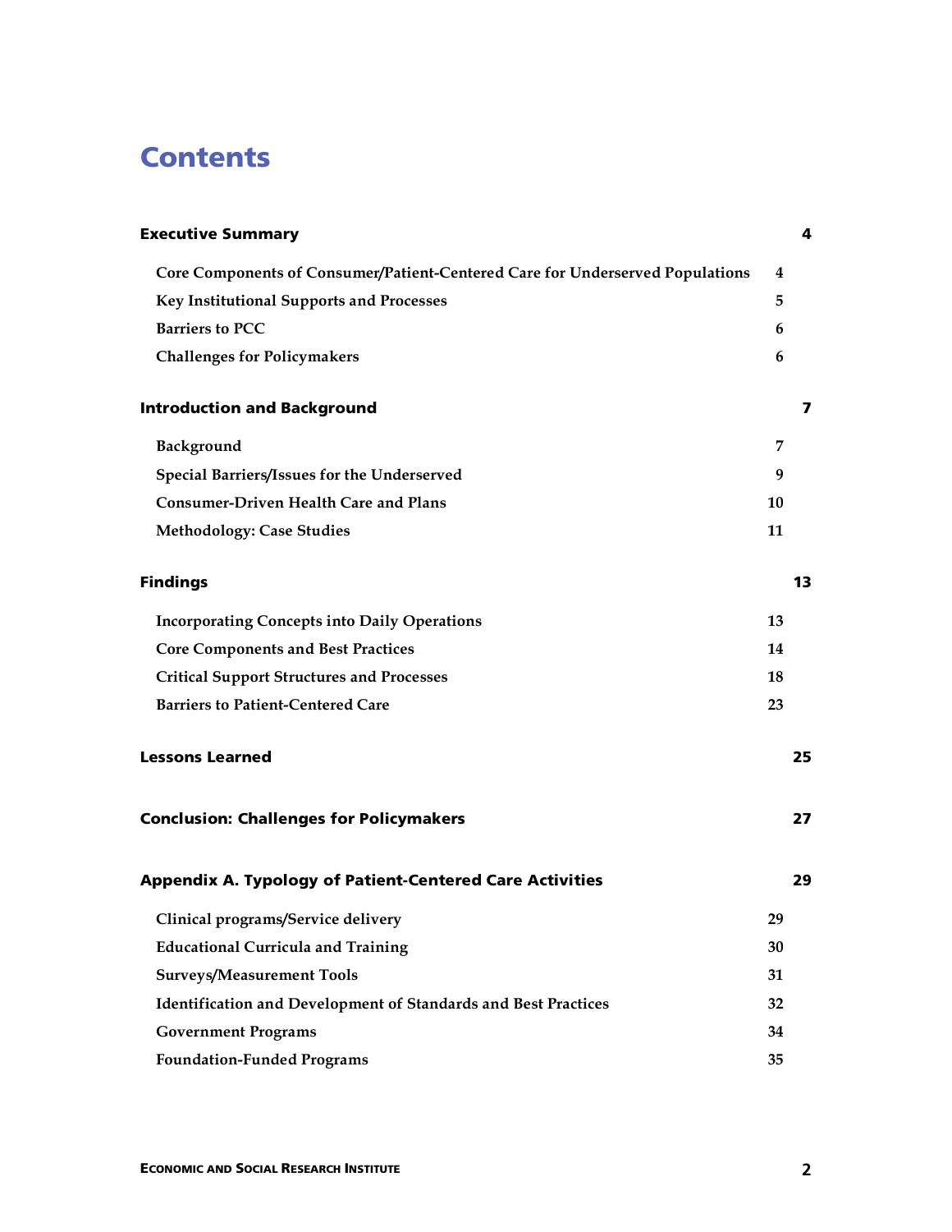# Contents

| | |
|---|---|
| **Executive Summary** | **4** |
| Core Components of Consumer/Patient-Centered Care for Underserved Populations | 4 |
| Key Institutional Supports and Processes | 5 |
| Barriers to PCC | 6 |
| Challenges for Policymakers | 6 |
| **Introduction and Background** | **7** |
| Background | 7 |
| Special Barriers/Issues for the Underserved | 9 |
| Consumer-Driven Health Care and Plans | 10 |
| Methodology: Case Studies | 11 |
| **Findings** | **13** |
| Incorporating Concepts into Daily Operations | 13 |
| Core Components and Best Practices | 14 |
| Critical Support Structures and Processes | 18 |
| Barriers to Patient-Centered Care | 23 |
| **Lessons Learned** | **25** |
| **Conclusion: Challenges for Policymakers** | **27** |
| **Appendix A. Typology of Patient-Centered Care Activities** | **29** |
| Clinical programs/Service delivery | 29 |
| Educational Curricula and Training | 30 |
| Surveys/Measurement Tools | 31 |
| Identification and Development of Standards and Best Practices | 32 |
| Government Programs | 34 |
| Foundation-Funded Programs | 35 |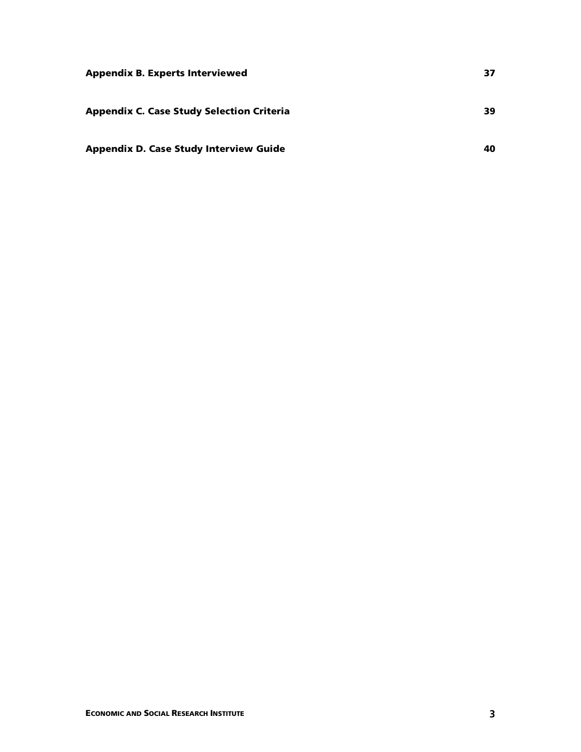**Appendix B. Experts Interviewed** 37

**Appendix C. Case Study Selection Criteria** 39

**Appendix D. Case Study Interview Guide** 40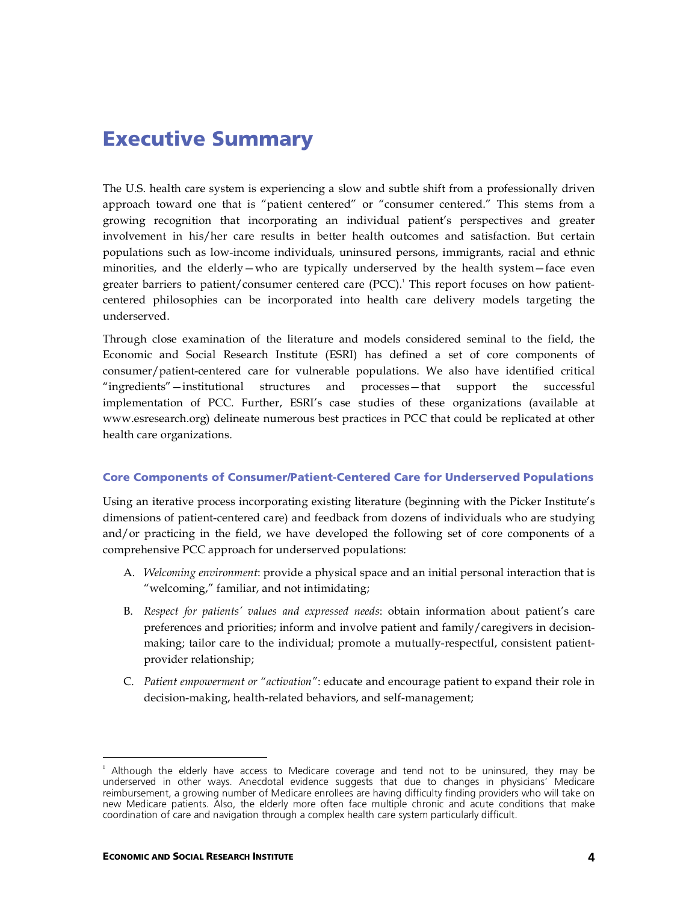# Executive Summary

The U.S. health care system is experiencing a slow and subtle shift from a professionally driven approach toward one that is "patient centered" or "consumer centered." This stems from a growing recognition that incorporating an individual patient's perspectives and greater involvement in his/her care results in better health outcomes and satisfaction. But certain populations such as low-income individuals, uninsured persons, immigrants, racial and ethnic minorities, and the elderly—who are typically underserved by the health system—face even greater barriers to patient/consumer centered care (PCC).[1] This report focuses on how patient-centered philosophies can be incorporated into health care delivery models targeting the underserved.

Through close examination of the literature and models considered seminal to the field, the Economic and Social Research Institute (ESRI) has defined a set of core components of consumer/patient-centered care for vulnerable populations. We also have identified critical "ingredients"—institutional structures and processes—that support the successful implementation of PCC. Further, ESRI's case studies of these organizations (available at www.esresearch.org) delineate numerous best practices in PCC that could be replicated at other health care organizations.

### Core Components of Consumer/Patient-Centered Care for Underserved Populations

Using an iterative process incorporating existing literature (beginning with the Picker Institute's dimensions of patient-centered care) and feedback from dozens of individuals who are studying and/or practicing in the field, we have developed the following set of core components of a comprehensive PCC approach for underserved populations:

A. *Welcoming environment*: provide a physical space and an initial personal interaction that is "welcoming," familiar, and not intimidating;

B. *Respect for patients' values and expressed needs*: obtain information about patient's care preferences and priorities; inform and involve patient and family/caregivers in decision-making; tailor care to the individual; promote a mutually-respectful, consistent patient-provider relationship;

C. *Patient empowerment or "activation"*: educate and encourage patient to expand their role in decision-making, health-related behaviors, and self-management;

---

[1] Although the elderly have access to Medicare coverage and tend not to be uninsured, they may be underserved in other ways. Anecdotal evidence suggests that due to changes in physicians' Medicare reimbursement, a growing number of Medicare enrollees are having difficulty finding providers who will take on new Medicare patients. Also, the elderly more often face multiple chronic and acute conditions that make coordination of care and navigation through a complex health care system particularly difficult.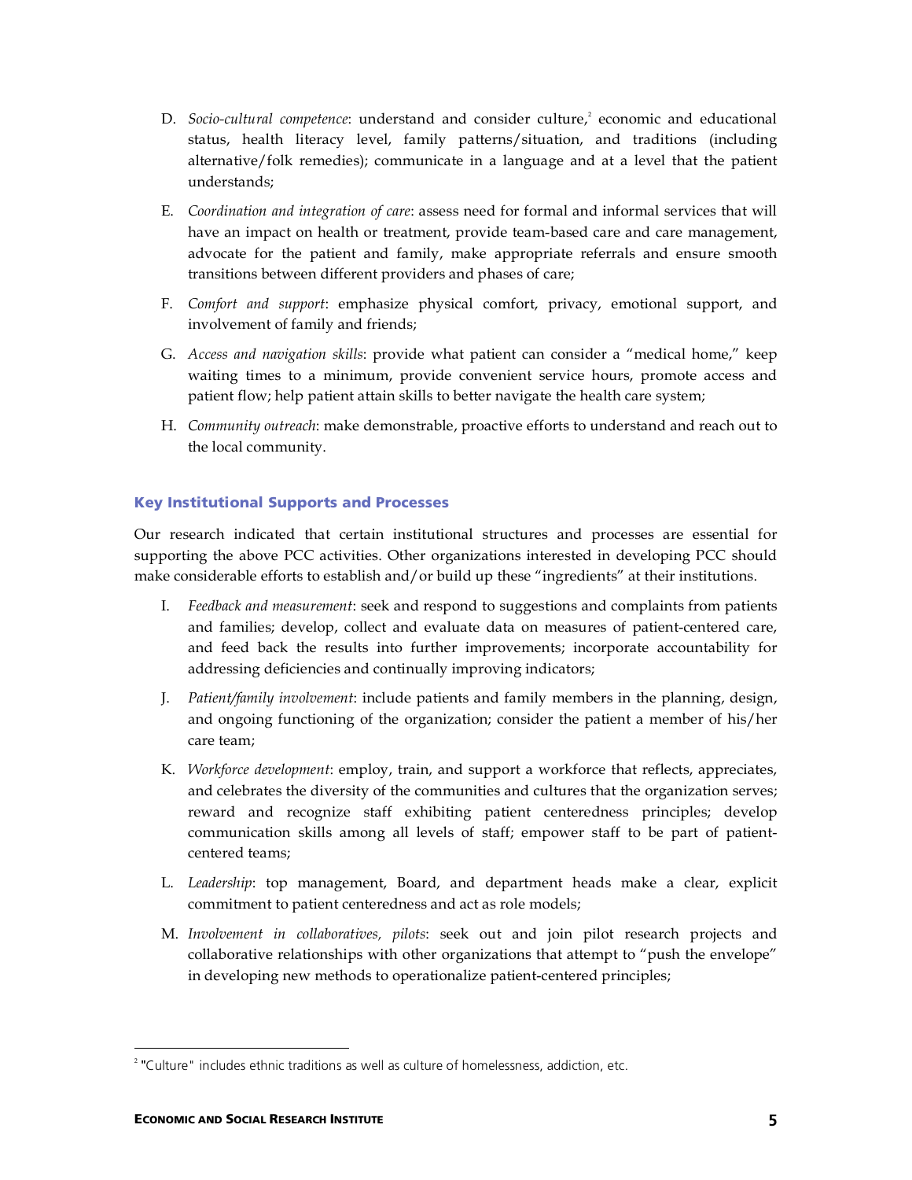D. *Socio-cultural competence*: understand and consider culture,[2] economic and educational status, health literacy level, family patterns/situation, and traditions (including alternative/folk remedies); communicate in a language and at a level that the patient understands;

E. *Coordination and integration of care*: assess need for formal and informal services that will have an impact on health or treatment, provide team-based care and care management, advocate for the patient and family, make appropriate referrals and ensure smooth transitions between different providers and phases of care;

F. *Comfort and support*: emphasize physical comfort, privacy, emotional support, and involvement of family and friends;

G. *Access and navigation skills*: provide what patient can consider a "medical home," keep waiting times to a minimum, provide convenient service hours, promote access and patient flow; help patient attain skills to better navigate the health care system;

H. *Community outreach*: make demonstrable, proactive efforts to understand and reach out to the local community.

### Key Institutional Supports and Processes

Our research indicated that certain institutional structures and processes are essential for supporting the above PCC activities. Other organizations interested in developing PCC should make considerable efforts to establish and/or build up these "ingredients" at their institutions.

I. *Feedback and measurement*: seek and respond to suggestions and complaints from patients and families; develop, collect and evaluate data on measures of patient-centered care, and feed back the results into further improvements; incorporate accountability for addressing deficiencies and continually improving indicators;

J. *Patient/family involvement*: include patients and family members in the planning, design, and ongoing functioning of the organization; consider the patient a member of his/her care team;

K. *Workforce development*: employ, train, and support a workforce that reflects, appreciates, and celebrates the diversity of the communities and cultures that the organization serves; reward and recognize staff exhibiting patient centeredness principles; develop communication skills among all levels of staff; empower staff to be part of patient-centered teams;

L. *Leadership*: top management, Board, and department heads make a clear, explicit commitment to patient centeredness and act as role models;

M. *Involvement in collaboratives, pilots*: seek out and join pilot research projects and collaborative relationships with other organizations that attempt to "push the envelope" in developing new methods to operationalize patient-centered principles;

---

[2] "Culture" includes ethnic traditions as well as culture of homelessness, addiction, etc.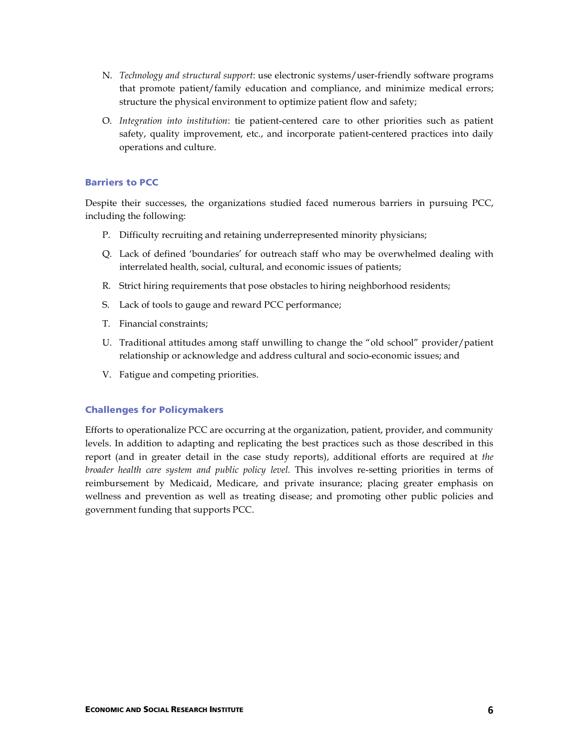N. *Technology and structural support*: use electronic systems/user-friendly software programs that promote patient/family education and compliance, and minimize medical errors; structure the physical environment to optimize patient flow and safety;

O. *Integration into institution*: tie patient-centered care to other priorities such as patient safety, quality improvement, etc., and incorporate patient-centered practices into daily operations and culture.

### Barriers to PCC

Despite their successes, the organizations studied faced numerous barriers in pursuing PCC, including the following:

P. Difficulty recruiting and retaining underrepresented minority physicians;

Q. Lack of defined 'boundaries' for outreach staff who may be overwhelmed dealing with interrelated health, social, cultural, and economic issues of patients;

R. Strict hiring requirements that pose obstacles to hiring neighborhood residents;

S. Lack of tools to gauge and reward PCC performance;

T. Financial constraints;

U. Traditional attitudes among staff unwilling to change the "old school" provider/patient relationship or acknowledge and address cultural and socio-economic issues; and

V. Fatigue and competing priorities.

### Challenges for Policymakers

Efforts to operationalize PCC are occurring at the organization, patient, provider, and community levels. In addition to adapting and replicating the best practices such as those described in this report (and in greater detail in the case study reports), additional efforts are required at *the broader health care system and public policy level.* This involves re-setting priorities in terms of reimbursement by Medicaid, Medicare, and private insurance; placing greater emphasis on wellness and prevention as well as treating disease; and promoting other public policies and government funding that supports PCC.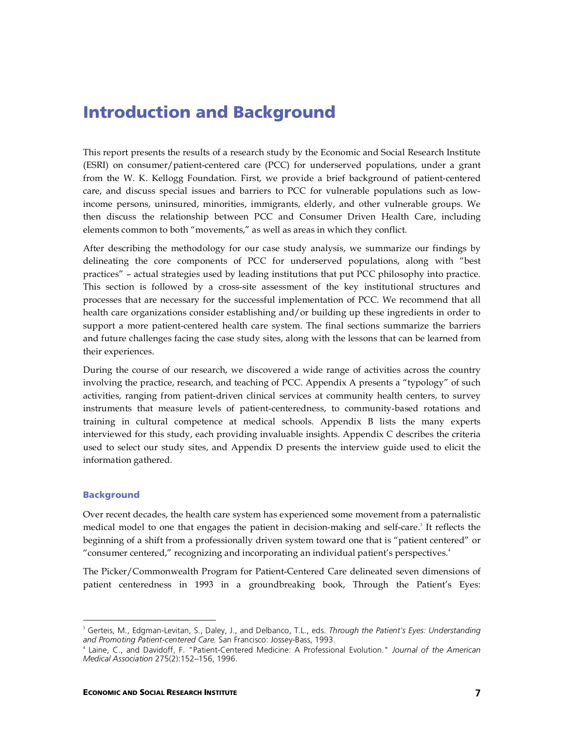# Introduction and Background

This report presents the results of a research study by the Economic and Social Research Institute (ESRI) on consumer/patient-centered care (PCC) for underserved populations, under a grant from the W. K. Kellogg Foundation. First, we provide a brief background of patient-centered care, and discuss special issues and barriers to PCC for vulnerable populations such as low-income persons, uninsured, minorities, immigrants, elderly, and other vulnerable groups. We then discuss the relationship between PCC and Consumer Driven Health Care, including elements common to both "movements," as well as areas in which they conflict.

After describing the methodology for our case study analysis, we summarize our findings by delineating the core components of PCC for underserved populations, along with "best practices" – actual strategies used by leading institutions that put PCC philosophy into practice. This section is followed by a cross-site assessment of the key institutional structures and processes that are necessary for the successful implementation of PCC. We recommend that all health care organizations consider establishing and/or building up these ingredients in order to support a more patient-centered health care system. The final sections summarize the barriers and future challenges facing the case study sites, along with the lessons that can be learned from their experiences.

During the course of our research, we discovered a wide range of activities across the country involving the practice, research, and teaching of PCC. Appendix A presents a "typology" of such activities, ranging from patient-driven clinical services at community health centers, to survey instruments that measure levels of patient-centeredness, to community-based rotations and training in cultural competence at medical schools. Appendix B lists the many experts interviewed for this study, each providing invaluable insights. Appendix C describes the criteria used to select our study sites, and Appendix D presents the interview guide used to elicit the information gathered.

### Background

Over recent decades, the health care system has experienced some movement from a paternalistic medical model to one that engages the patient in decision-making and self-care.[3] It reflects the beginning of a shift from a professionally driven system toward one that is "patient centered" or "consumer centered," recognizing and incorporating an individual patient's perspectives.[4]

The Picker/Commonwealth Program for Patient-Centered Care delineated seven dimensions of patient centeredness in 1993 in a groundbreaking book, Through the Patient's Eyes:

---

[3] Gerteis, M., Edgman-Levitan, S., Daley, J., and Delbanco, T.L., eds. *Through the Patient's Eyes: Understanding and Promoting Patient-centered Care.* San Francisco: Jossey-Bass, 1993.

[4] Laine, C., and Davidoff, F. "Patient-Centered Medicine: A Professional Evolution." *Journal of the American Medical Association* 275(2):152–156, 1996.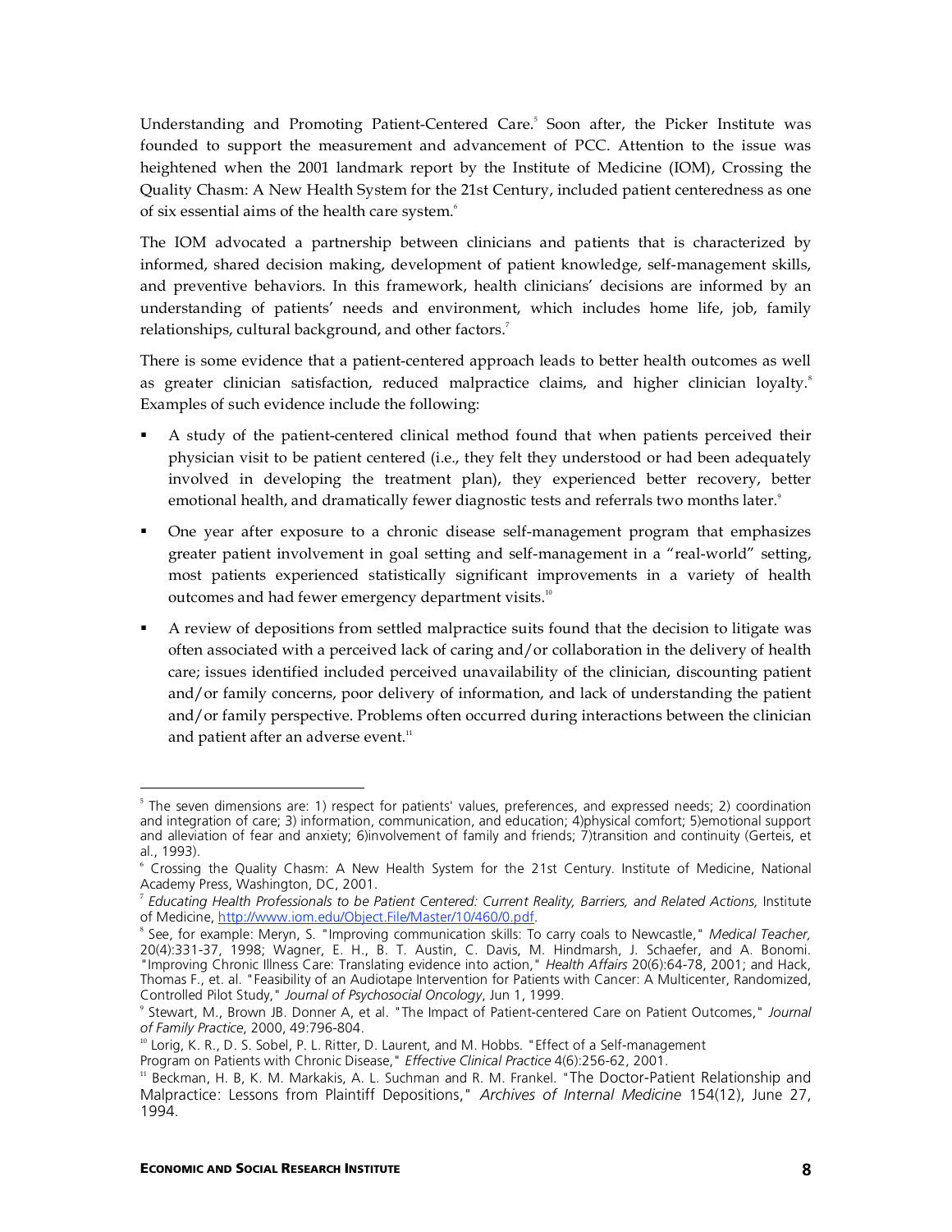Understanding and Promoting Patient-Centered Care.[5] Soon after, the Picker Institute was founded to support the measurement and advancement of PCC. Attention to the issue was heightened when the 2001 landmark report by the Institute of Medicine (IOM), Crossing the Quality Chasm: A New Health System for the 21st Century, included patient centeredness as one of six essential aims of the health care system.[6]

The IOM advocated a partnership between clinicians and patients that is characterized by informed, shared decision making, development of patient knowledge, self-management skills, and preventive behaviors. In this framework, health clinicians' decisions are informed by an understanding of patients' needs and environment, which includes home life, job, family relationships, cultural background, and other factors.[7]

There is some evidence that a patient-centered approach leads to better health outcomes as well as greater clinician satisfaction, reduced malpractice claims, and higher clinician loyalty.[8] Examples of such evidence include the following:

- A study of the patient-centered clinical method found that when patients perceived their physician visit to be patient centered (i.e., they felt they understood or had been adequately involved in developing the treatment plan), they experienced better recovery, better emotional health, and dramatically fewer diagnostic tests and referrals two months later.[9]
- One year after exposure to a chronic disease self-management program that emphasizes greater patient involvement in goal setting and self-management in a "real-world" setting, most patients experienced statistically significant improvements in a variety of health outcomes and had fewer emergency department visits.[10]
- A review of depositions from settled malpractice suits found that the decision to litigate was often associated with a perceived lack of caring and/or collaboration in the delivery of health care; issues identified included perceived unavailability of the clinician, discounting patient and/or family concerns, poor delivery of information, and lack of understanding the patient and/or family perspective. Problems often occurred during interactions between the clinician and patient after an adverse event.[11]

---

[5] The seven dimensions are: 1) respect for patients' values, preferences, and expressed needs; 2) coordination and integration of care; 3) information, communication, and education; 4)physical comfort; 5)emotional support and alleviation of fear and anxiety; 6)involvement of family and friends; 7)transition and continuity (Gerteis, et al., 1993).

[6] Crossing the Quality Chasm: A New Health System for the 21st Century. Institute of Medicine, National Academy Press, Washington, DC, 2001.

[7] *Educating Health Professionals to be Patient Centered: Current Reality, Barriers, and Related Actions,* Institute of Medicine, http://www.iom.edu/Object.File/Master/10/460/0.pdf.

[8] See, for example: Meryn, S. "Improving communication skills: To carry coals to Newcastle," *Medical Teacher,* 20(4):331-37, 1998; Wagner, E. H., B. T. Austin, C. Davis, M. Hindmarsh, J. Schaefer, and A. Bonomi. "Improving Chronic Illness Care: Translating evidence into action," *Health Affairs* 20(6):64-78, 2001; and Hack, Thomas F., et. al. "Feasibility of an Audiotape Intervention for Patients with Cancer: A Multicenter, Randomized, Controlled Pilot Study," *Journal of Psychosocial Oncology*, Jun 1, 1999.

[9] Stewart, M., Brown JB. Donner A, et al. "The Impact of Patient-centered Care on Patient Outcomes," *Journal of Family Practice*, 2000, 49:796-804.

[10] Lorig, K. R., D. S. Sobel, P. L. Ritter, D. Laurent, and M. Hobbs. "Effect of a Self-management Program on Patients with Chronic Disease," *Effective Clinical Practice* 4(6):256-62, 2001.

[11] Beckman, H. B, K. M. Markakis, A. L. Suchman and R. M. Frankel. "The Doctor-Patient Relationship and Malpractice: Lessons from Plaintiff Depositions," *Archives of Internal Medicine* 154(12), June 27, 1994.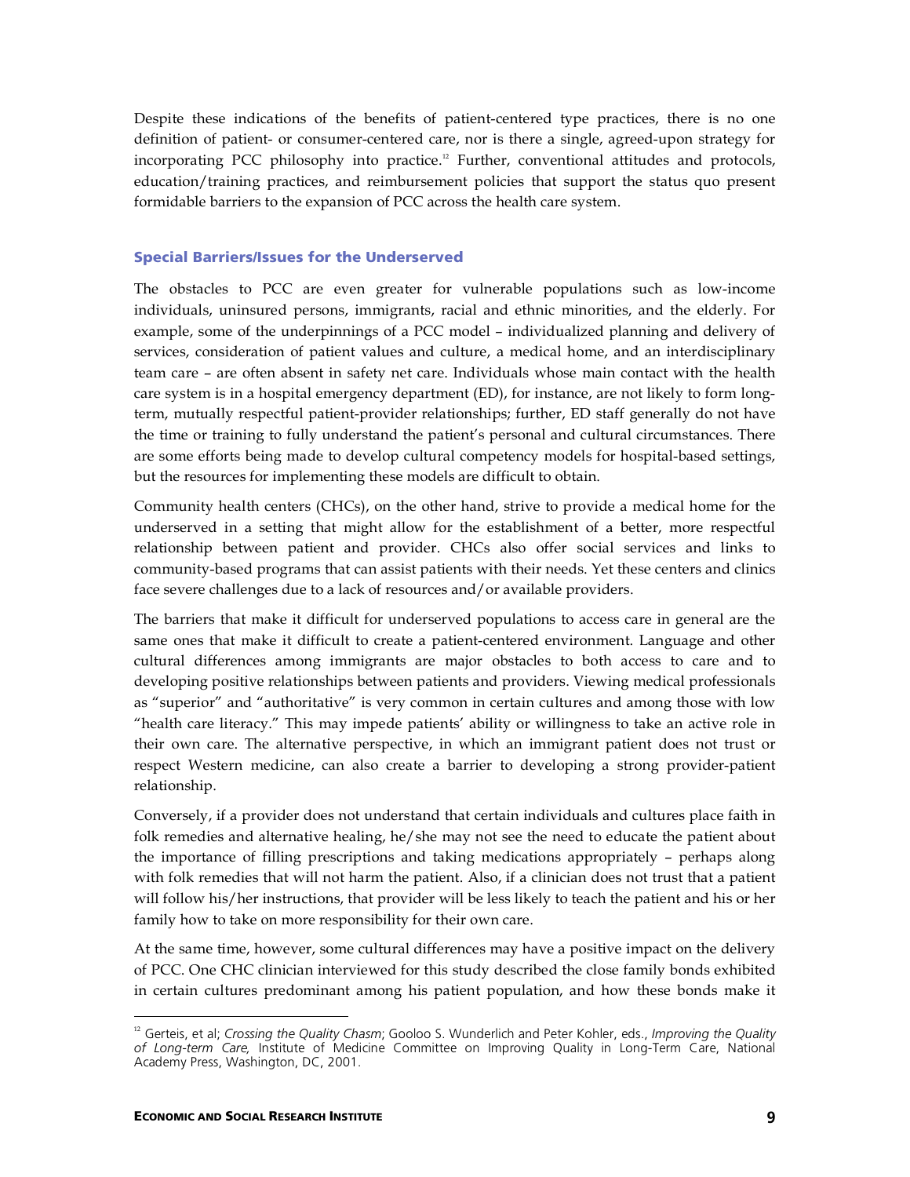Despite these indications of the benefits of patient-centered type practices, there is no one definition of patient- or consumer-centered care, nor is there a single, agreed-upon strategy for incorporating PCC philosophy into practice.[12] Further, conventional attitudes and protocols, education/training practices, and reimbursement policies that support the status quo present formidable barriers to the expansion of PCC across the health care system.

### Special Barriers/Issues for the Underserved

The obstacles to PCC are even greater for vulnerable populations such as low-income individuals, uninsured persons, immigrants, racial and ethnic minorities, and the elderly. For example, some of the underpinnings of a PCC model – individualized planning and delivery of services, consideration of patient values and culture, a medical home, and an interdisciplinary team care – are often absent in safety net care. Individuals whose main contact with the health care system is in a hospital emergency department (ED), for instance, are not likely to form long-term, mutually respectful patient-provider relationships; further, ED staff generally do not have the time or training to fully understand the patient's personal and cultural circumstances. There are some efforts being made to develop cultural competency models for hospital-based settings, but the resources for implementing these models are difficult to obtain.

Community health centers (CHCs), on the other hand, strive to provide a medical home for the underserved in a setting that might allow for the establishment of a better, more respectful relationship between patient and provider. CHCs also offer social services and links to community-based programs that can assist patients with their needs. Yet these centers and clinics face severe challenges due to a lack of resources and/or available providers.

The barriers that make it difficult for underserved populations to access care in general are the same ones that make it difficult to create a patient-centered environment. Language and other cultural differences among immigrants are major obstacles to both access to care and to developing positive relationships between patients and providers. Viewing medical professionals as "superior" and "authoritative" is very common in certain cultures and among those with low "health care literacy." This may impede patients' ability or willingness to take an active role in their own care. The alternative perspective, in which an immigrant patient does not trust or respect Western medicine, can also create a barrier to developing a strong provider-patient relationship.

Conversely, if a provider does not understand that certain individuals and cultures place faith in folk remedies and alternative healing, he/she may not see the need to educate the patient about the importance of filling prescriptions and taking medications appropriately – perhaps along with folk remedies that will not harm the patient. Also, if a clinician does not trust that a patient will follow his/her instructions, that provider will be less likely to teach the patient and his or her family how to take on more responsibility for their own care.

At the same time, however, some cultural differences may have a positive impact on the delivery of PCC. One CHC clinician interviewed for this study described the close family bonds exhibited in certain cultures predominant among his patient population, and how these bonds make it

---

[12] Gerteis, et al; *Crossing the Quality Chasm*; Gooloo S. Wunderlich and Peter Kohler, eds., *Improving the Quality of Long-term Care,* Institute of Medicine Committee on Improving Quality in Long-Term Care, National Academy Press, Washington, DC, 2001.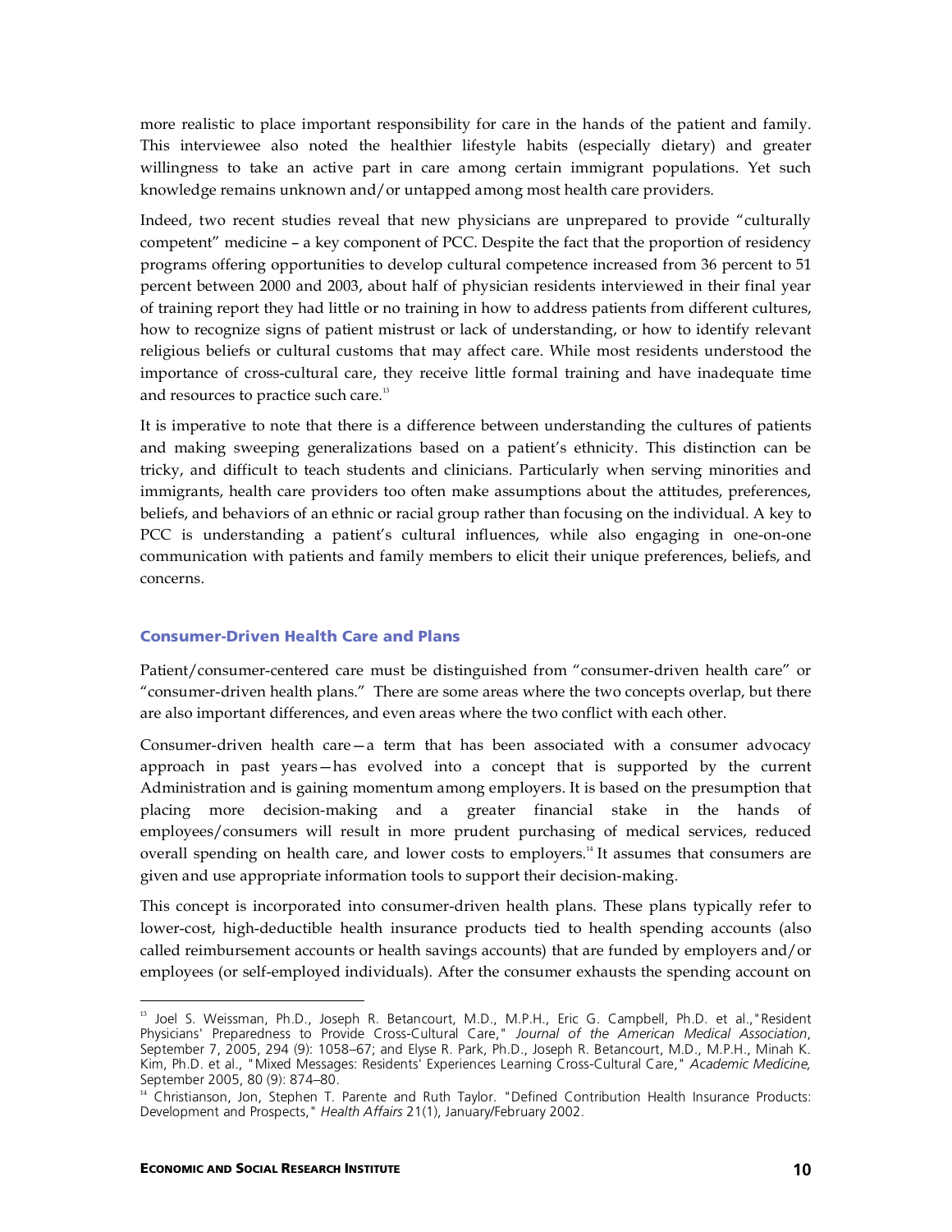more realistic to place important responsibility for care in the hands of the patient and family. This interviewee also noted the healthier lifestyle habits (especially dietary) and greater willingness to take an active part in care among certain immigrant populations. Yet such knowledge remains unknown and/or untapped among most health care providers.

Indeed, two recent studies reveal that new physicians are unprepared to provide "culturally competent" medicine – a key component of PCC. Despite the fact that the proportion of residency programs offering opportunities to develop cultural competence increased from 36 percent to 51 percent between 2000 and 2003, about half of physician residents interviewed in their final year of training report they had little or no training in how to address patients from different cultures, how to recognize signs of patient mistrust or lack of understanding, or how to identify relevant religious beliefs or cultural customs that may affect care. While most residents understood the importance of cross-cultural care, they receive little formal training and have inadequate time and resources to practice such care.[13]

It is imperative to note that there is a difference between understanding the cultures of patients and making sweeping generalizations based on a patient's ethnicity. This distinction can be tricky, and difficult to teach students and clinicians. Particularly when serving minorities and immigrants, health care providers too often make assumptions about the attitudes, preferences, beliefs, and behaviors of an ethnic or racial group rather than focusing on the individual. A key to PCC is understanding a patient's cultural influences, while also engaging in one-on-one communication with patients and family members to elicit their unique preferences, beliefs, and concerns.

### Consumer-Driven Health Care and Plans

Patient/consumer-centered care must be distinguished from "consumer-driven health care" or "consumer-driven health plans." There are some areas where the two concepts overlap, but there are also important differences, and even areas where the two conflict with each other.

Consumer-driven health care—a term that has been associated with a consumer advocacy approach in past years—has evolved into a concept that is supported by the current Administration and is gaining momentum among employers. It is based on the presumption that placing more decision-making and a greater financial stake in the hands of employees/consumers will result in more prudent purchasing of medical services, reduced overall spending on health care, and lower costs to employers.[14] It assumes that consumers are given and use appropriate information tools to support their decision-making.

This concept is incorporated into consumer-driven health plans. These plans typically refer to lower-cost, high-deductible health insurance products tied to health spending accounts (also called reimbursement accounts or health savings accounts) that are funded by employers and/or employees (or self-employed individuals). After the consumer exhausts the spending account on

---

[13] Joel S. Weissman, Ph.D., Joseph R. Betancourt, M.D., M.P.H., Eric G. Campbell, Ph.D. et al.,"Resident Physicians' Preparedness to Provide Cross-Cultural Care," *Journal of the American Medical Association*, September 7, 2005, 294 (9): 1058–67; and Elyse R. Park, Ph.D., Joseph R. Betancourt, M.D., M.P.H., Minah K. Kim, Ph.D. et al., "Mixed Messages: Residents' Experiences Learning Cross-Cultural Care," *Academic Medicine*, September 2005, 80 (9): 874–80.

[14] Christianson, Jon, Stephen T. Parente and Ruth Taylor. "Defined Contribution Health Insurance Products: Development and Prospects," *Health Affairs* 21(1), January/February 2002.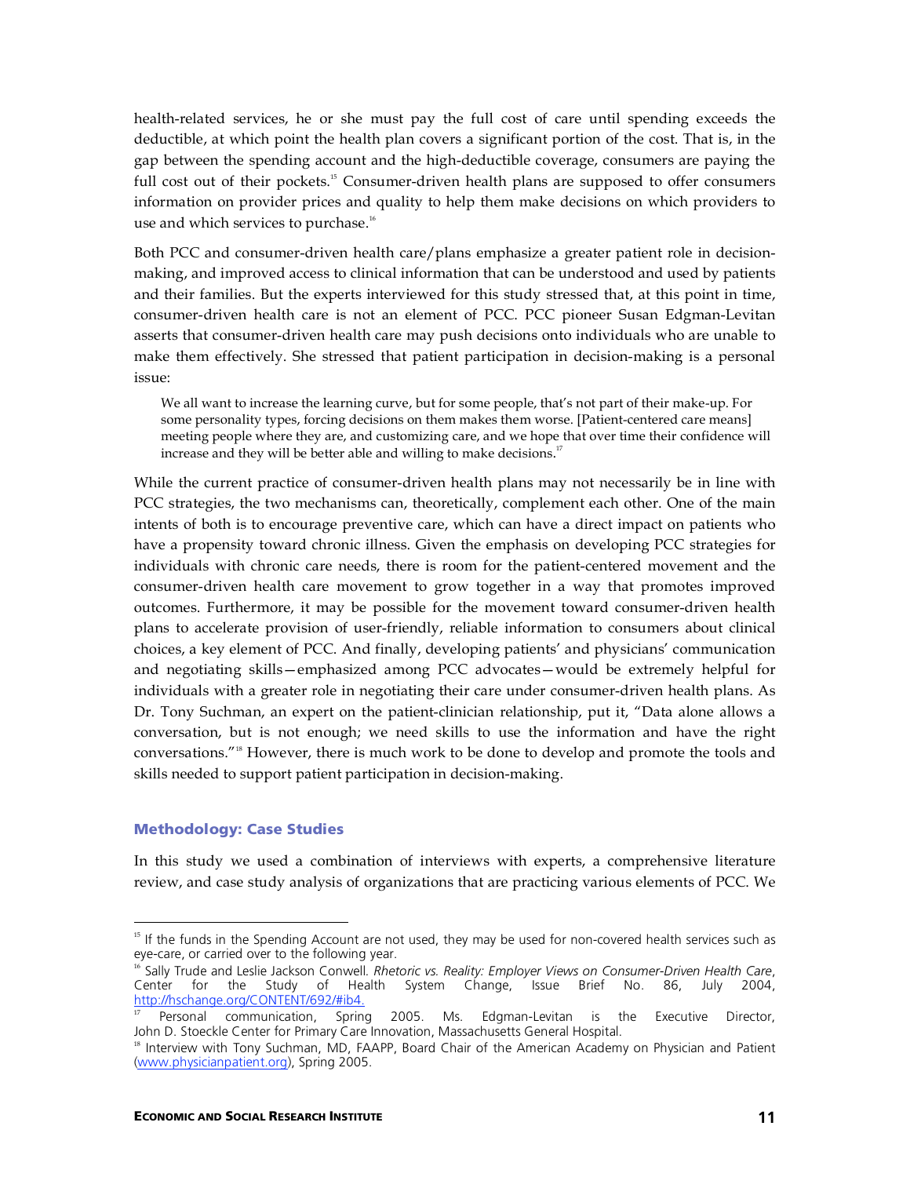health-related services, he or she must pay the full cost of care until spending exceeds the deductible, at which point the health plan covers a significant portion of the cost. That is, in the gap between the spending account and the high-deductible coverage, consumers are paying the full cost out of their pockets.[15] Consumer-driven health plans are supposed to offer consumers information on provider prices and quality to help them make decisions on which providers to use and which services to purchase.[16]

Both PCC and consumer-driven health care/plans emphasize a greater patient role in decision-making, and improved access to clinical information that can be understood and used by patients and their families. But the experts interviewed for this study stressed that, at this point in time, consumer-driven health care is not an element of PCC. PCC pioneer Susan Edgman-Levitan asserts that consumer-driven health care may push decisions onto individuals who are unable to make them effectively. She stressed that patient participation in decision-making is a personal issue:

> We all want to increase the learning curve, but for some people, that's not part of their make-up. For some personality types, forcing decisions on them makes them worse. [Patient-centered care means] meeting people where they are, and customizing care, and we hope that over time their confidence will increase and they will be better able and willing to make decisions.[17]

While the current practice of consumer-driven health plans may not necessarily be in line with PCC strategies, the two mechanisms can, theoretically, complement each other. One of the main intents of both is to encourage preventive care, which can have a direct impact on patients who have a propensity toward chronic illness. Given the emphasis on developing PCC strategies for individuals with chronic care needs, there is room for the patient-centered movement and the consumer-driven health care movement to grow together in a way that promotes improved outcomes. Furthermore, it may be possible for the movement toward consumer-driven health plans to accelerate provision of user-friendly, reliable information to consumers about clinical choices, a key element of PCC. And finally, developing patients' and physicians' communication and negotiating skills—emphasized among PCC advocates—would be extremely helpful for individuals with a greater role in negotiating their care under consumer-driven health plans. As Dr. Tony Suchman, an expert on the patient-clinician relationship, put it, "Data alone allows a conversation, but is not enough; we need skills to use the information and have the right conversations."[18] However, there is much work to be done to develop and promote the tools and skills needed to support patient participation in decision-making.

### Methodology: Case Studies

In this study we used a combination of interviews with experts, a comprehensive literature review, and case study analysis of organizations that are practicing various elements of PCC. We

---

[15] If the funds in the Spending Account are not used, they may be used for non-covered health services such as eye-care, or carried over to the following year.

[16] Sally Trude and Leslie Jackson Conwell. *Rhetoric vs. Reality: Employer Views on Consumer-Driven Health Care*, Center for the Study of Health System Change, Issue Brief No. 86, July 2004, http://hschange.org/CONTENT/692/#ib4.

[17] Personal communication, Spring 2005. Ms. Edgman-Levitan is the Executive Director, John D. Stoeckle Center for Primary Care Innovation, Massachusetts General Hospital.

[18] Interview with Tony Suchman, MD, FAAPP, Board Chair of the American Academy on Physician and Patient (www.physicianpatient.org), Spring 2005.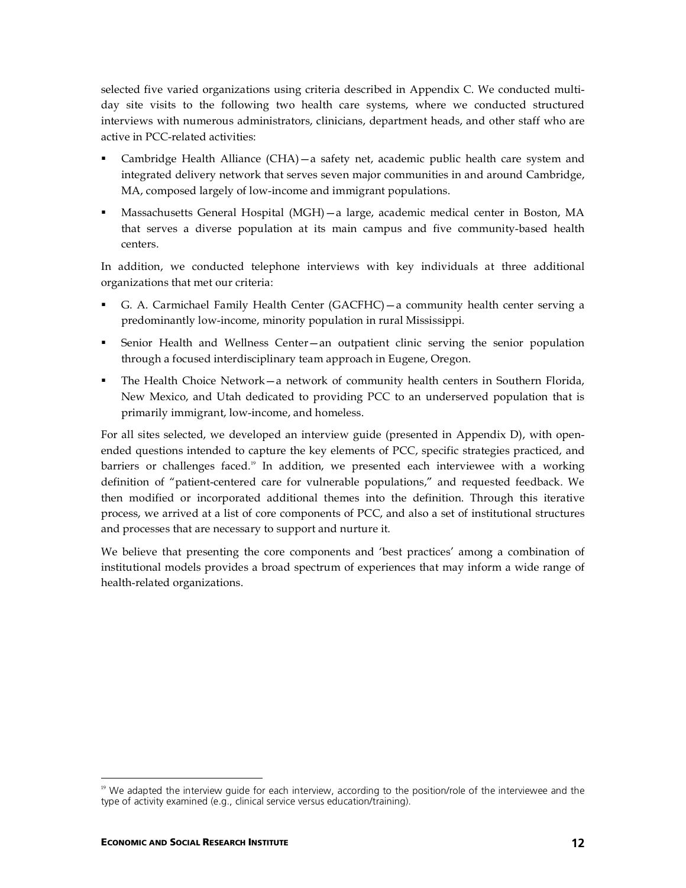selected five varied organizations using criteria described in Appendix C. We conducted multi-day site visits to the following two health care systems, where we conducted structured interviews with numerous administrators, clinicians, department heads, and other staff who are active in PCC-related activities:

- Cambridge Health Alliance (CHA)—a safety net, academic public health care system and integrated delivery network that serves seven major communities in and around Cambridge, MA, composed largely of low-income and immigrant populations.
- Massachusetts General Hospital (MGH)—a large, academic medical center in Boston, MA that serves a diverse population at its main campus and five community-based health centers.

In addition, we conducted telephone interviews with key individuals at three additional organizations that met our criteria:

- G. A. Carmichael Family Health Center (GACFHC)—a community health center serving a predominantly low-income, minority population in rural Mississippi.
- Senior Health and Wellness Center—an outpatient clinic serving the senior population through a focused interdisciplinary team approach in Eugene, Oregon.
- The Health Choice Network—a network of community health centers in Southern Florida, New Mexico, and Utah dedicated to providing PCC to an underserved population that is primarily immigrant, low-income, and homeless.

For all sites selected, we developed an interview guide (presented in Appendix D), with open-ended questions intended to capture the key elements of PCC, specific strategies practiced, and barriers or challenges faced.[19] In addition, we presented each interviewee with a working definition of "patient-centered care for vulnerable populations," and requested feedback. We then modified or incorporated additional themes into the definition. Through this iterative process, we arrived at a list of core components of PCC, and also a set of institutional structures and processes that are necessary to support and nurture it.

We believe that presenting the core components and 'best practices' among a combination of institutional models provides a broad spectrum of experiences that may inform a wide range of health-related organizations.

[19] We adapted the interview guide for each interview, according to the position/role of the interviewee and the type of activity examined (e.g., clinical service versus education/training).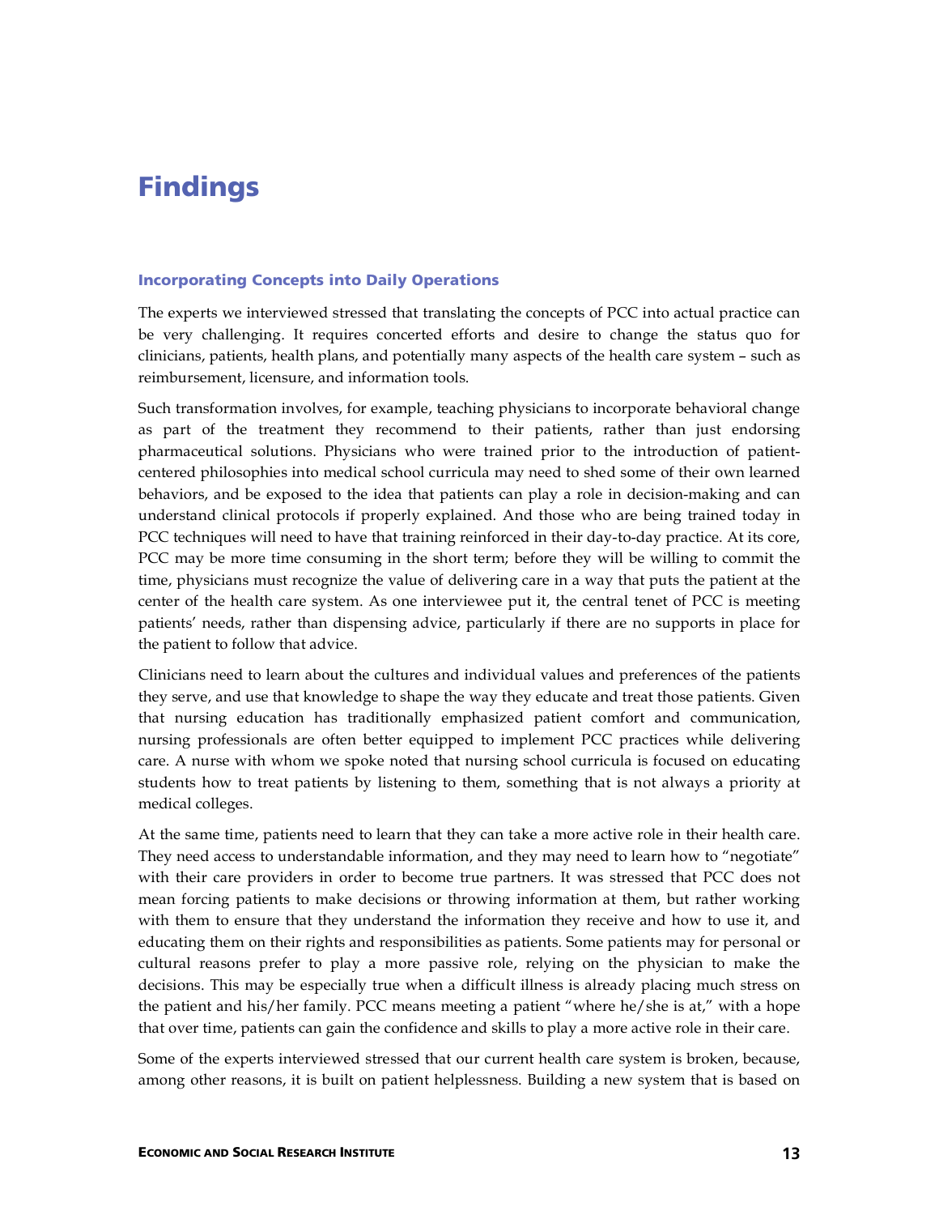# Findings

### Incorporating Concepts into Daily Operations

The experts we interviewed stressed that translating the concepts of PCC into actual practice can be very challenging. It requires concerted efforts and desire to change the status quo for clinicians, patients, health plans, and potentially many aspects of the health care system – such as reimbursement, licensure, and information tools.

Such transformation involves, for example, teaching physicians to incorporate behavioral change as part of the treatment they recommend to their patients, rather than just endorsing pharmaceutical solutions. Physicians who were trained prior to the introduction of patient-centered philosophies into medical school curricula may need to shed some of their own learned behaviors, and be exposed to the idea that patients can play a role in decision-making and can understand clinical protocols if properly explained. And those who are being trained today in PCC techniques will need to have that training reinforced in their day-to-day practice. At its core, PCC may be more time consuming in the short term; before they will be willing to commit the time, physicians must recognize the value of delivering care in a way that puts the patient at the center of the health care system. As one interviewee put it, the central tenet of PCC is meeting patients' needs, rather than dispensing advice, particularly if there are no supports in place for the patient to follow that advice.

Clinicians need to learn about the cultures and individual values and preferences of the patients they serve, and use that knowledge to shape the way they educate and treat those patients. Given that nursing education has traditionally emphasized patient comfort and communication, nursing professionals are often better equipped to implement PCC practices while delivering care. A nurse with whom we spoke noted that nursing school curricula is focused on educating students how to treat patients by listening to them, something that is not always a priority at medical colleges.

At the same time, patients need to learn that they can take a more active role in their health care. They need access to understandable information, and they may need to learn how to "negotiate" with their care providers in order to become true partners. It was stressed that PCC does not mean forcing patients to make decisions or throwing information at them, but rather working with them to ensure that they understand the information they receive and how to use it, and educating them on their rights and responsibilities as patients. Some patients may for personal or cultural reasons prefer to play a more passive role, relying on the physician to make the decisions. This may be especially true when a difficult illness is already placing much stress on the patient and his/her family. PCC means meeting a patient "where he/she is at," with a hope that over time, patients can gain the confidence and skills to play a more active role in their care.

Some of the experts interviewed stressed that our current health care system is broken, because, among other reasons, it is built on patient helplessness. Building a new system that is based on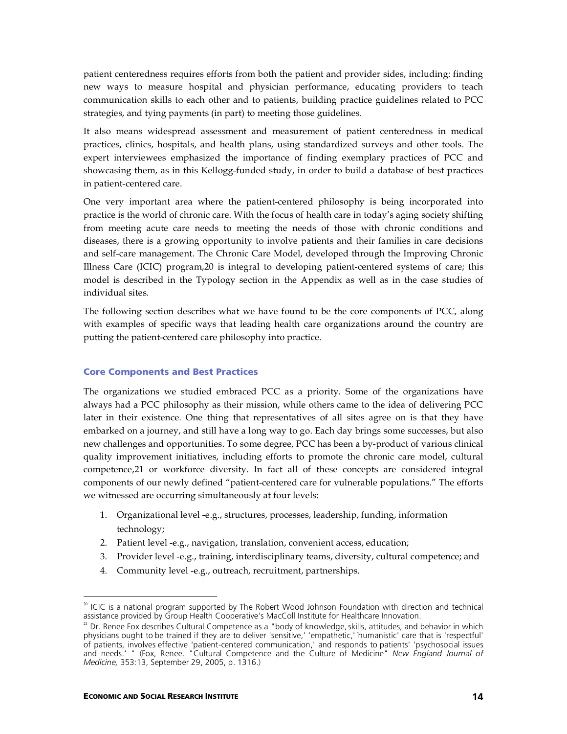patient centeredness requires efforts from both the patient and provider sides, including: finding new ways to measure hospital and physician performance, educating providers to teach communication skills to each other and to patients, building practice guidelines related to PCC strategies, and tying payments (in part) to meeting those guidelines.

It also means widespread assessment and measurement of patient centeredness in medical practices, clinics, hospitals, and health plans, using standardized surveys and other tools. The expert interviewees emphasized the importance of finding exemplary practices of PCC and showcasing them, as in this Kellogg-funded study, in order to build a database of best practices in patient-centered care.

One very important area where the patient-centered philosophy is being incorporated into practice is the world of chronic care. With the focus of health care in today's aging society shifting from meeting acute care needs to meeting the needs of those with chronic conditions and diseases, there is a growing opportunity to involve patients and their families in care decisions and self-care management. The Chronic Care Model, developed through the Improving Chronic Illness Care (ICIC) program,[20] is integral to developing patient-centered systems of care; this model is described in the Typology section in the Appendix as well as in the case studies of individual sites.

The following section describes what we have found to be the core components of PCC, along with examples of specific ways that leading health care organizations around the country are putting the patient-centered care philosophy into practice.

## Core Components and Best Practices

The organizations we studied embraced PCC as a priority. Some of the organizations have always had a PCC philosophy as their mission, while others came to the idea of delivering PCC later in their existence. One thing that representatives of all sites agree on is that they have embarked on a journey, and still have a long way to go. Each day brings some successes, but also new challenges and opportunities. To some degree, PCC has been a by-product of various clinical quality improvement initiatives, including efforts to promote the chronic care model, cultural competence,[21] or workforce diversity. In fact all of these concepts are considered integral components of our newly defined "patient-centered care for vulnerable populations." The efforts we witnessed are occurring simultaneously at four levels:

1. Organizational level -e.g., structures, processes, leadership, funding, information technology;
2. Patient level -e.g., navigation, translation, convenient access, education;
3. Provider level -e.g., training, interdisciplinary teams, diversity, cultural competence; and
4. Community level -e.g., outreach, recruitment, partnerships.

---

[20] ICIC is a national program supported by The Robert Wood Johnson Foundation with direction and technical assistance provided by Group Health Cooperative's MacColl Institute for Healthcare Innovation.

[21] Dr. Renee Fox describes Cultural Competence as a "body of knowledge, skills, attitudes, and behavior in which physicians ought to be trained if they are to deliver 'sensitive,' 'empathetic,' 'humanistic' care that is 'respectful' of patients, involves effective 'patient-centered communication,' and responds to patients' 'psychosocial issues and needs.' " (Fox, Renee. "Cultural Competence and the Culture of Medicine" *New England Journal of Medicine*, 353:13, September 29, 2005, p. 1316.)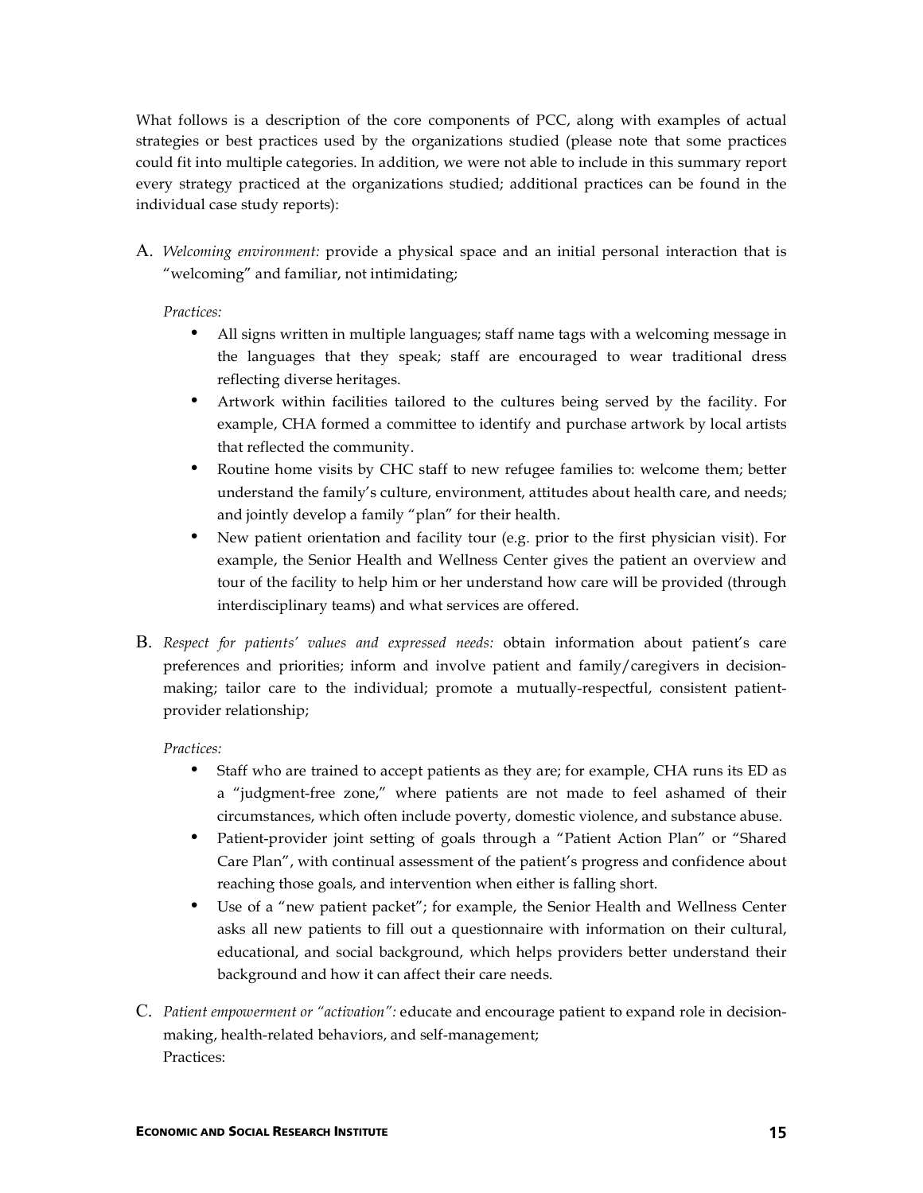What follows is a description of the core components of PCC, along with examples of actual strategies or best practices used by the organizations studied (please note that some practices could fit into multiple categories. In addition, we were not able to include in this summary report every strategy practiced at the organizations studied; additional practices can be found in the individual case study reports):

A. *Welcoming environment:* provide a physical space and an initial personal interaction that is "welcoming" and familiar, not intimidating;

*Practices:*

- All signs written in multiple languages; staff name tags with a welcoming message in the languages that they speak; staff are encouraged to wear traditional dress reflecting diverse heritages.
- Artwork within facilities tailored to the cultures being served by the facility. For example, CHA formed a committee to identify and purchase artwork by local artists that reflected the community.
- Routine home visits by CHC staff to new refugee families to: welcome them; better understand the family's culture, environment, attitudes about health care, and needs; and jointly develop a family "plan" for their health.
- New patient orientation and facility tour (e.g. prior to the first physician visit). For example, the Senior Health and Wellness Center gives the patient an overview and tour of the facility to help him or her understand how care will be provided (through interdisciplinary teams) and what services are offered.

B. *Respect for patients' values and expressed needs:* obtain information about patient's care preferences and priorities; inform and involve patient and family/caregivers in decision-making; tailor care to the individual; promote a mutually-respectful, consistent patient-provider relationship;

*Practices:*

- Staff who are trained to accept patients as they are; for example, CHA runs its ED as a "judgment-free zone," where patients are not made to feel ashamed of their circumstances, which often include poverty, domestic violence, and substance abuse.
- Patient-provider joint setting of goals through a "Patient Action Plan" or "Shared Care Plan", with continual assessment of the patient's progress and confidence about reaching those goals, and intervention when either is falling short.
- Use of a "new patient packet"; for example, the Senior Health and Wellness Center asks all new patients to fill out a questionnaire with information on their cultural, educational, and social background, which helps providers better understand their background and how it can affect their care needs.

C. *Patient empowerment or "activation":* educate and encourage patient to expand role in decision-making, health-related behaviors, and self-management;
Practices: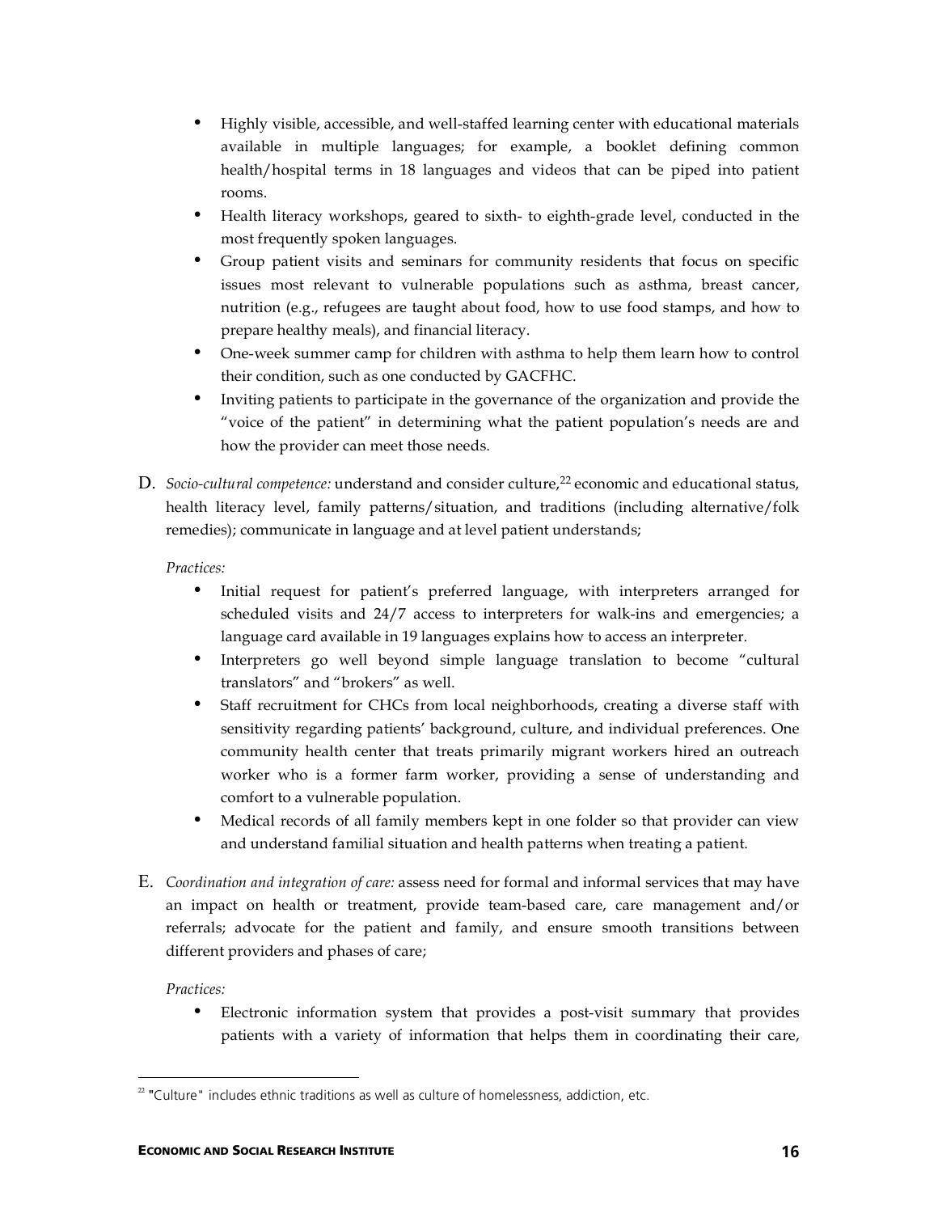- Highly visible, accessible, and well-staffed learning center with educational materials available in multiple languages; for example, a booklet defining common health/hospital terms in 18 languages and videos that can be piped into patient rooms.
- Health literacy workshops, geared to sixth- to eighth-grade level, conducted in the most frequently spoken languages.
- Group patient visits and seminars for community residents that focus on specific issues most relevant to vulnerable populations such as asthma, breast cancer, nutrition (e.g., refugees are taught about food, how to use food stamps, and how to prepare healthy meals), and financial literacy.
- One-week summer camp for children with asthma to help them learn how to control their condition, such as one conducted by GACFHC.
- Inviting patients to participate in the governance of the organization and provide the "voice of the patient" in determining what the patient population's needs are and how the provider can meet those needs.

D. *Socio-cultural competence:* understand and consider culture,[22] economic and educational status, health literacy level, family patterns/situation, and traditions (including alternative/folk remedies); communicate in language and at level patient understands;

*Practices:*

- Initial request for patient's preferred language, with interpreters arranged for scheduled visits and 24/7 access to interpreters for walk-ins and emergencies; a language card available in 19 languages explains how to access an interpreter.
- Interpreters go well beyond simple language translation to become "cultural translators" and "brokers" as well.
- Staff recruitment for CHCs from local neighborhoods, creating a diverse staff with sensitivity regarding patients' background, culture, and individual preferences. One community health center that treats primarily migrant workers hired an outreach worker who is a former farm worker, providing a sense of understanding and comfort to a vulnerable population.
- Medical records of all family members kept in one folder so that provider can view and understand familial situation and health patterns when treating a patient.

E. *Coordination and integration of care:* assess need for formal and informal services that may have an impact on health or treatment, provide team-based care, care management and/or referrals; advocate for the patient and family, and ensure smooth transitions between different providers and phases of care;

*Practices:*

- Electronic information system that provides a post-visit summary that provides patients with a variety of information that helps them in coordinating their care,

[22] "Culture" includes ethnic traditions as well as culture of homelessness, addiction, etc.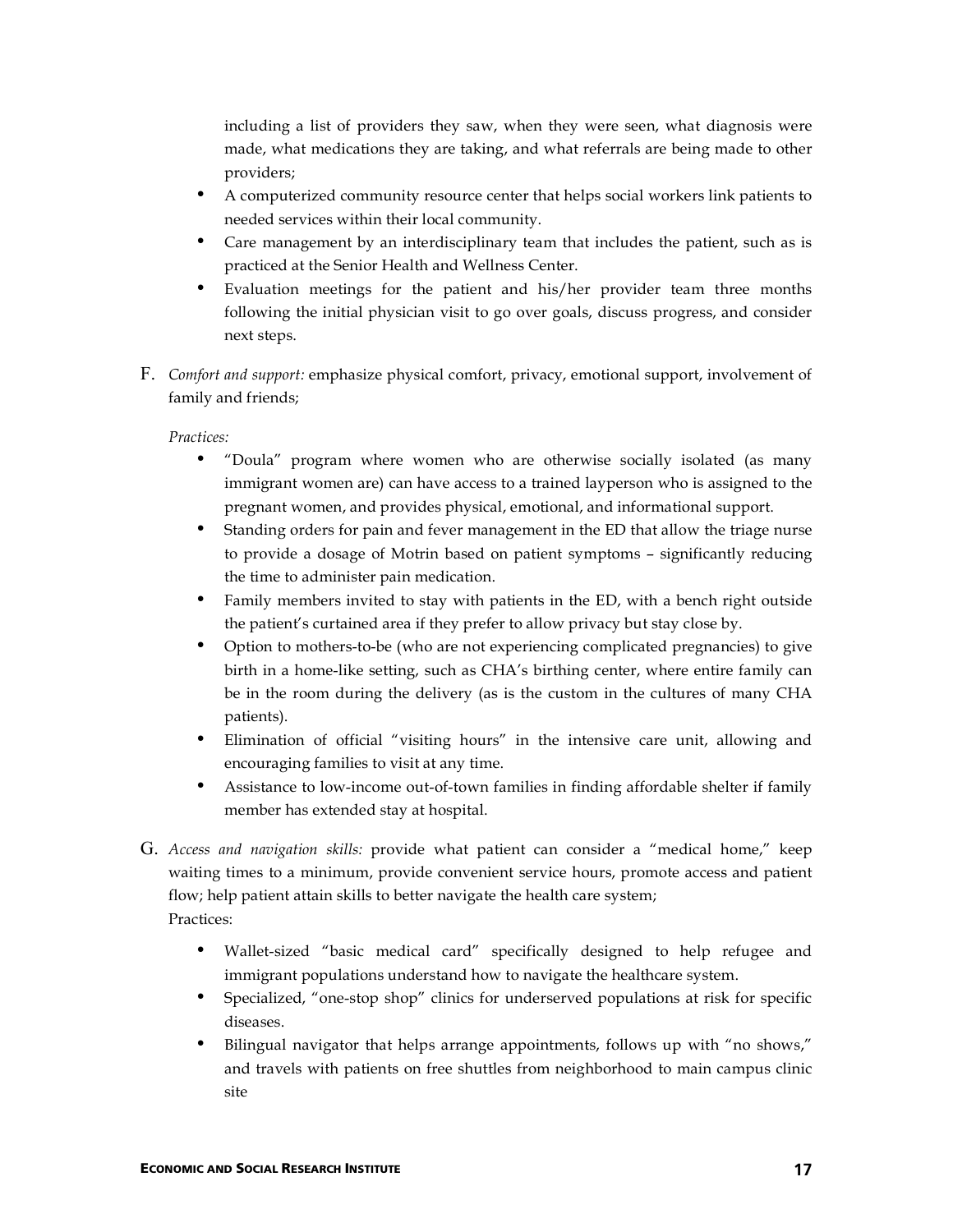including a list of providers they saw, when they were seen, what diagnosis were made, what medications they are taking, and what referrals are being made to other providers;

- A computerized community resource center that helps social workers link patients to needed services within their local community.
- Care management by an interdisciplinary team that includes the patient, such as is practiced at the Senior Health and Wellness Center.
- Evaluation meetings for the patient and his/her provider team three months following the initial physician visit to go over goals, discuss progress, and consider next steps.

F. *Comfort and support:* emphasize physical comfort, privacy, emotional support, involvement of family and friends;

*Practices:*

- "Doula" program where women who are otherwise socially isolated (as many immigrant women are) can have access to a trained layperson who is assigned to the pregnant women, and provides physical, emotional, and informational support.
- Standing orders for pain and fever management in the ED that allow the triage nurse to provide a dosage of Motrin based on patient symptoms – significantly reducing the time to administer pain medication.
- Family members invited to stay with patients in the ED, with a bench right outside the patient's curtained area if they prefer to allow privacy but stay close by.
- Option to mothers-to-be (who are not experiencing complicated pregnancies) to give birth in a home-like setting, such as CHA's birthing center, where entire family can be in the room during the delivery (as is the custom in the cultures of many CHA patients).
- Elimination of official "visiting hours" in the intensive care unit, allowing and encouraging families to visit at any time.
- Assistance to low-income out-of-town families in finding affordable shelter if family member has extended stay at hospital.

G. *Access and navigation skills:* provide what patient can consider a "medical home," keep waiting times to a minimum, provide convenient service hours, promote access and patient flow; help patient attain skills to better navigate the health care system;

Practices:

- Wallet-sized "basic medical card" specifically designed to help refugee and immigrant populations understand how to navigate the healthcare system.
- Specialized, "one-stop shop" clinics for underserved populations at risk for specific diseases.
- Bilingual navigator that helps arrange appointments, follows up with "no shows," and travels with patients on free shuttles from neighborhood to main campus clinic site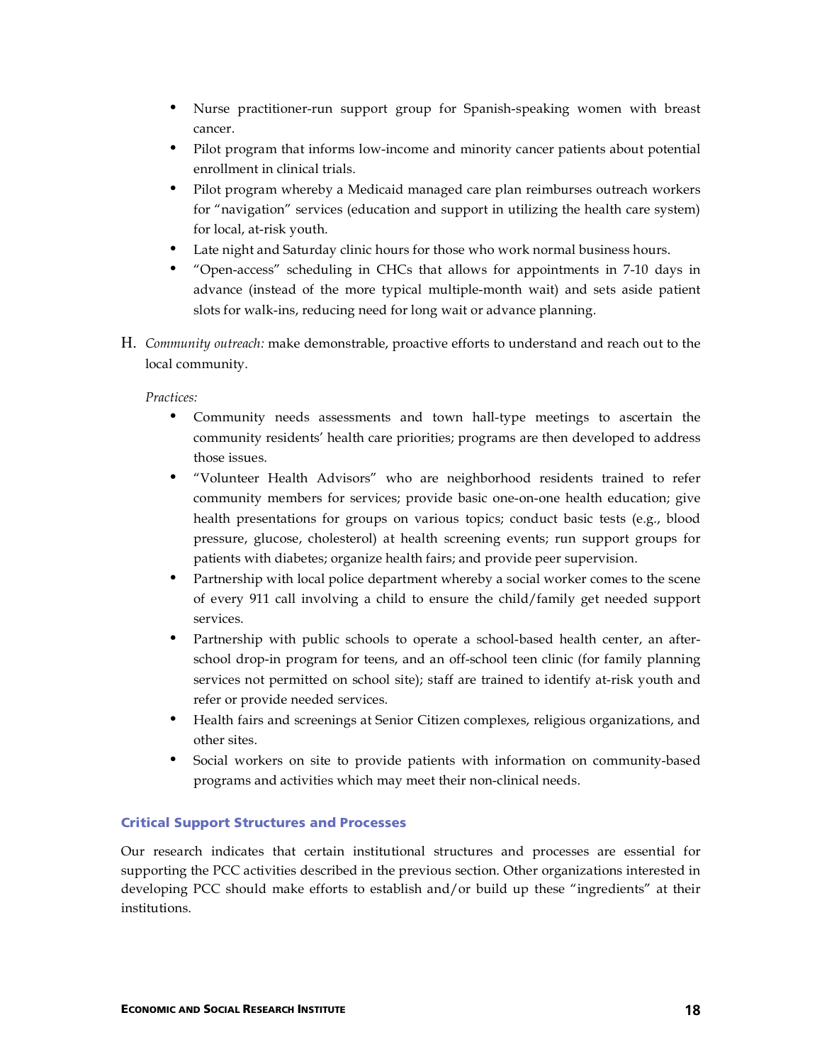- Nurse practitioner-run support group for Spanish-speaking women with breast cancer.
- Pilot program that informs low-income and minority cancer patients about potential enrollment in clinical trials.
- Pilot program whereby a Medicaid managed care plan reimburses outreach workers for "navigation" services (education and support in utilizing the health care system) for local, at-risk youth.
- Late night and Saturday clinic hours for those who work normal business hours.
- "Open-access" scheduling in CHCs that allows for appointments in 7-10 days in advance (instead of the more typical multiple-month wait) and sets aside patient slots for walk-ins, reducing need for long wait or advance planning.

H. *Community outreach:* make demonstrable, proactive efforts to understand and reach out to the local community.

*Practices:*

- Community needs assessments and town hall-type meetings to ascertain the community residents' health care priorities; programs are then developed to address those issues.
- "Volunteer Health Advisors" who are neighborhood residents trained to refer community members for services; provide basic one-on-one health education; give health presentations for groups on various topics; conduct basic tests (e.g., blood pressure, glucose, cholesterol) at health screening events; run support groups for patients with diabetes; organize health fairs; and provide peer supervision.
- Partnership with local police department whereby a social worker comes to the scene of every 911 call involving a child to ensure the child/family get needed support services.
- Partnership with public schools to operate a school-based health center, an after-school drop-in program for teens, and an off-school teen clinic (for family planning services not permitted on school site); staff are trained to identify at-risk youth and refer or provide needed services.
- Health fairs and screenings at Senior Citizen complexes, religious organizations, and other sites.
- Social workers on site to provide patients with information on community-based programs and activities which may meet their non-clinical needs.

### Critical Support Structures and Processes

Our research indicates that certain institutional structures and processes are essential for supporting the PCC activities described in the previous section. Other organizations interested in developing PCC should make efforts to establish and/or build up these "ingredients" at their institutions.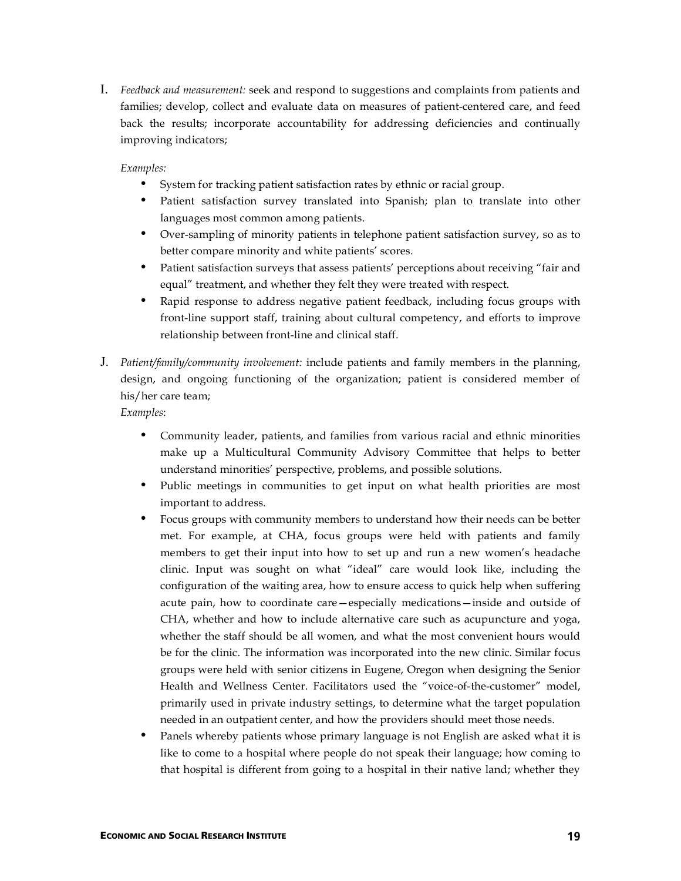I. *Feedback and measurement:* seek and respond to suggestions and complaints from patients and families; develop, collect and evaluate data on measures of patient-centered care, and feed back the results; incorporate accountability for addressing deficiencies and continually improving indicators;

   *Examples:*

   - System for tracking patient satisfaction rates by ethnic or racial group.
   - Patient satisfaction survey translated into Spanish; plan to translate into other languages most common among patients.
   - Over-sampling of minority patients in telephone patient satisfaction survey, so as to better compare minority and white patients' scores.
   - Patient satisfaction surveys that assess patients' perceptions about receiving "fair and equal" treatment, and whether they felt they were treated with respect.
   - Rapid response to address negative patient feedback, including focus groups with front-line support staff, training about cultural competency, and efforts to improve relationship between front-line and clinical staff.

J. *Patient/family/community involvement:* include patients and family members in the planning, design, and ongoing functioning of the organization; patient is considered member of his/her care team;

   *Examples*:

   - Community leader, patients, and families from various racial and ethnic minorities make up a Multicultural Community Advisory Committee that helps to better understand minorities' perspective, problems, and possible solutions.
   - Public meetings in communities to get input on what health priorities are most important to address.
   - Focus groups with community members to understand how their needs can be better met. For example, at CHA, focus groups were held with patients and family members to get their input into how to set up and run a new women's headache clinic. Input was sought on what "ideal" care would look like, including the configuration of the waiting area, how to ensure access to quick help when suffering acute pain, how to coordinate care—especially medications—inside and outside of CHA, whether and how to include alternative care such as acupuncture and yoga, whether the staff should be all women, and what the most convenient hours would be for the clinic. The information was incorporated into the new clinic. Similar focus groups were held with senior citizens in Eugene, Oregon when designing the Senior Health and Wellness Center. Facilitators used the "voice-of-the-customer" model, primarily used in private industry settings, to determine what the target population needed in an outpatient center, and how the providers should meet those needs.
   - Panels whereby patients whose primary language is not English are asked what it is like to come to a hospital where people do not speak their language; how coming to that hospital is different from going to a hospital in their native land; whether they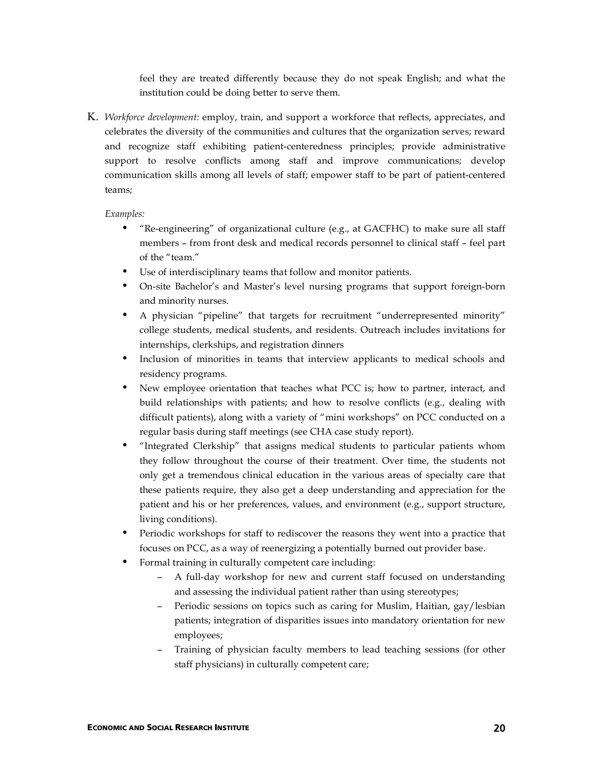feel they are treated differently because they do not speak English; and what the institution could be doing better to serve them.

K. *Workforce development:* employ, train, and support a workforce that reflects, appreciates, and celebrates the diversity of the communities and cultures that the organization serves; reward and recognize staff exhibiting patient-centeredness principles; provide administrative support to resolve conflicts among staff and improve communications; develop communication skills among all levels of staff; empower staff to be part of patient-centered teams;

   *Examples:*

   - "Re-engineering" of organizational culture (e.g., at GACFHC) to make sure all staff members – from front desk and medical records personnel to clinical staff – feel part of the "team."
   - Use of interdisciplinary teams that follow and monitor patients.
   - On-site Bachelor's and Master's level nursing programs that support foreign-born and minority nurses.
   - A physician "pipeline" that targets for recruitment "underrepresented minority" college students, medical students, and residents. Outreach includes invitations for internships, clerkships, and registration dinners
   - Inclusion of minorities in teams that interview applicants to medical schools and residency programs.
   - New employee orientation that teaches what PCC is; how to partner, interact, and build relationships with patients; and how to resolve conflicts (e.g., dealing with difficult patients), along with a variety of "mini workshops" on PCC conducted on a regular basis during staff meetings (see CHA case study report).
   - "Integrated Clerkship" that assigns medical students to particular patients whom they follow throughout the course of their treatment. Over time, the students not only get a tremendous clinical education in the various areas of specialty care that these patients require, they also get a deep understanding and appreciation for the patient and his or her preferences, values, and environment (e.g., support structure, living conditions).
   - Periodic workshops for staff to rediscover the reasons they went into a practice that focuses on PCC, as a way of reenergizing a potentially burned out provider base.
   - Formal training in culturally competent care including:
     - A full-day workshop for new and current staff focused on understanding and assessing the individual patient rather than using stereotypes;
     - Periodic sessions on topics such as caring for Muslim, Haitian, gay/lesbian patients; integration of disparities issues into mandatory orientation for new employees;
     - Training of physician faculty members to lead teaching sessions (for other staff physicians) in culturally competent care;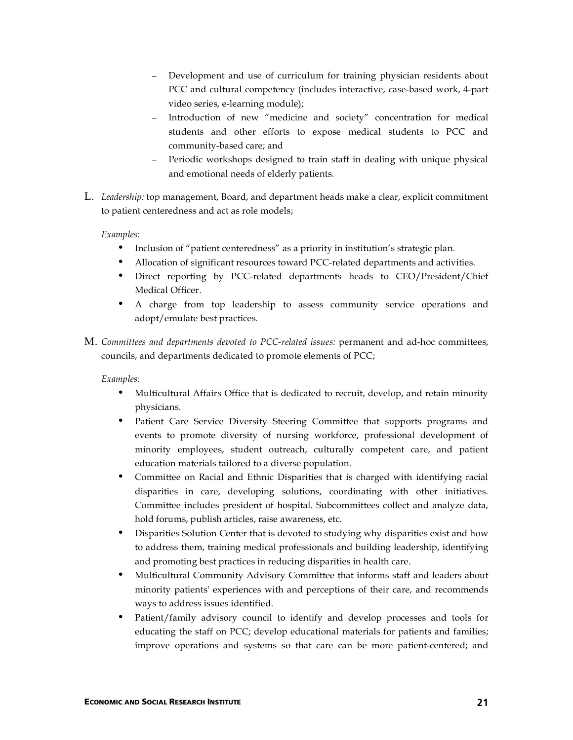- Development and use of curriculum for training physician residents about PCC and cultural competency (includes interactive, case-based work, 4-part video series, e-learning module);
- Introduction of new "medicine and society" concentration for medical students and other efforts to expose medical students to PCC and community-based care; and
- Periodic workshops designed to train staff in dealing with unique physical and emotional needs of elderly patients.

L. *Leadership:* top management, Board, and department heads make a clear, explicit commitment to patient centeredness and act as role models;

*Examples:*

- Inclusion of "patient centeredness" as a priority in institution's strategic plan.
- Allocation of significant resources toward PCC-related departments and activities.
- Direct reporting by PCC-related departments heads to CEO/President/Chief Medical Officer.
- A charge from top leadership to assess community service operations and adopt/emulate best practices.

M. *Committees and departments devoted to PCC-related issues:* permanent and ad-hoc committees, councils, and departments dedicated to promote elements of PCC;

*Examples:*

- Multicultural Affairs Office that is dedicated to recruit, develop, and retain minority physicians.
- Patient Care Service Diversity Steering Committee that supports programs and events to promote diversity of nursing workforce, professional development of minority employees, student outreach, culturally competent care, and patient education materials tailored to a diverse population.
- Committee on Racial and Ethnic Disparities that is charged with identifying racial disparities in care, developing solutions, coordinating with other initiatives. Committee includes president of hospital. Subcommittees collect and analyze data, hold forums, publish articles, raise awareness, etc.
- Disparities Solution Center that is devoted to studying why disparities exist and how to address them, training medical professionals and building leadership, identifying and promoting best practices in reducing disparities in health care.
- Multicultural Community Advisory Committee that informs staff and leaders about minority patients' experiences with and perceptions of their care, and recommends ways to address issues identified.
- Patient/family advisory council to identify and develop processes and tools for educating the staff on PCC; develop educational materials for patients and families; improve operations and systems so that care can be more patient-centered; and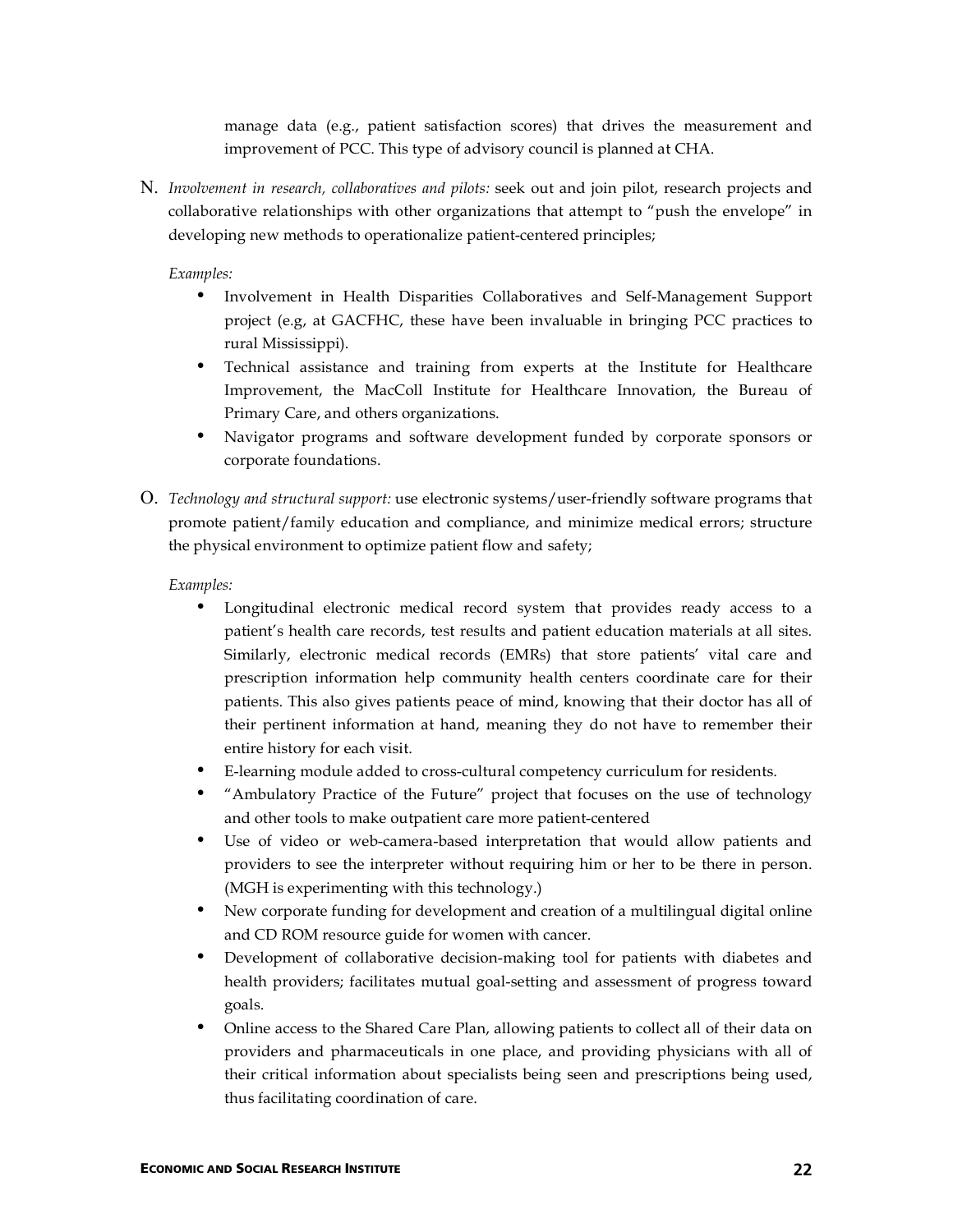manage data (e.g., patient satisfaction scores) that drives the measurement and improvement of PCC. This type of advisory council is planned at CHA.

N. *Involvement in research, collaboratives and pilots:* seek out and join pilot, research projects and collaborative relationships with other organizations that attempt to "push the envelope" in developing new methods to operationalize patient-centered principles;

*Examples:*

- Involvement in Health Disparities Collaboratives and Self-Management Support project (e.g, at GACFHC, these have been invaluable in bringing PCC practices to rural Mississippi).
- Technical assistance and training from experts at the Institute for Healthcare Improvement, the MacColl Institute for Healthcare Innovation, the Bureau of Primary Care, and others organizations.
- Navigator programs and software development funded by corporate sponsors or corporate foundations.

O. *Technology and structural support:* use electronic systems/user-friendly software programs that promote patient/family education and compliance, and minimize medical errors; structure the physical environment to optimize patient flow and safety;

*Examples:*

- Longitudinal electronic medical record system that provides ready access to a patient's health care records, test results and patient education materials at all sites. Similarly, electronic medical records (EMRs) that store patients' vital care and prescription information help community health centers coordinate care for their patients. This also gives patients peace of mind, knowing that their doctor has all of their pertinent information at hand, meaning they do not have to remember their entire history for each visit.
- E-learning module added to cross-cultural competency curriculum for residents.
- "Ambulatory Practice of the Future" project that focuses on the use of technology and other tools to make outpatient care more patient-centered
- Use of video or web-camera-based interpretation that would allow patients and providers to see the interpreter without requiring him or her to be there in person. (MGH is experimenting with this technology.)
- New corporate funding for development and creation of a multilingual digital online and CD ROM resource guide for women with cancer.
- Development of collaborative decision-making tool for patients with diabetes and health providers; facilitates mutual goal-setting and assessment of progress toward goals.
- Online access to the Shared Care Plan, allowing patients to collect all of their data on providers and pharmaceuticals in one place, and providing physicians with all of their critical information about specialists being seen and prescriptions being used, thus facilitating coordination of care.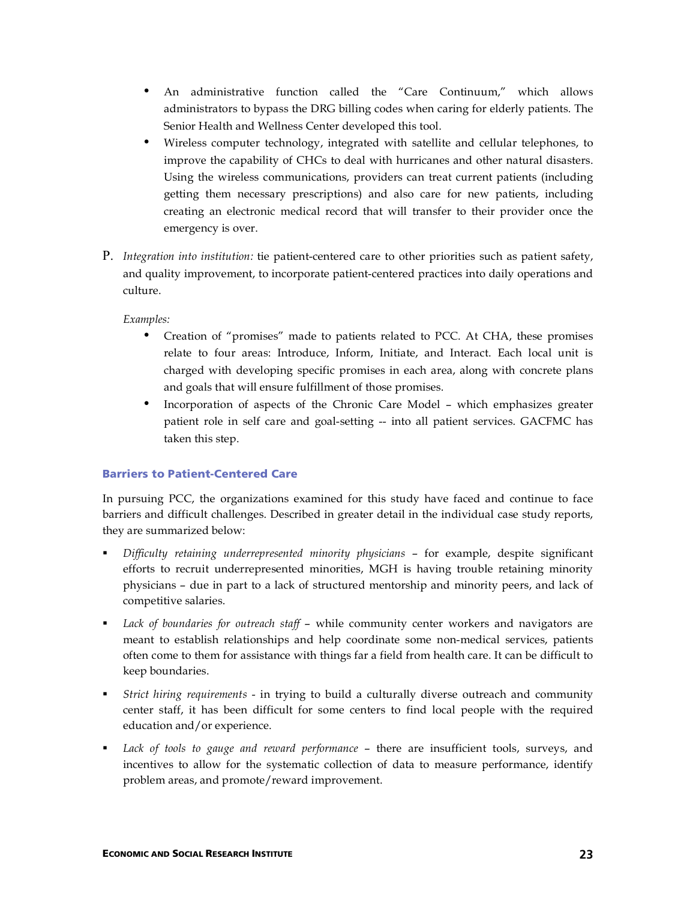- An administrative function called the "Care Continuum," which allows administrators to bypass the DRG billing codes when caring for elderly patients. The Senior Health and Wellness Center developed this tool.
- Wireless computer technology, integrated with satellite and cellular telephones, to improve the capability of CHCs to deal with hurricanes and other natural disasters. Using the wireless communications, providers can treat current patients (including getting them necessary prescriptions) and also care for new patients, including creating an electronic medical record that will transfer to their provider once the emergency is over.

P. *Integration into institution:* tie patient-centered care to other priorities such as patient safety, and quality improvement, to incorporate patient-centered practices into daily operations and culture.

*Examples:*

- Creation of "promises" made to patients related to PCC. At CHA, these promises relate to four areas: Introduce, Inform, Initiate, and Interact. Each local unit is charged with developing specific promises in each area, along with concrete plans and goals that will ensure fulfillment of those promises.
- Incorporation of aspects of the Chronic Care Model – which emphasizes greater patient role in self care and goal-setting -- into all patient services. GACFMC has taken this step.

### Barriers to Patient-Centered Care

In pursuing PCC, the organizations examined for this study have faced and continue to face barriers and difficult challenges. Described in greater detail in the individual case study reports, they are summarized below:

- *Difficulty retaining underrepresented minority physicians* – for example, despite significant efforts to recruit underrepresented minorities, MGH is having trouble retaining minority physicians – due in part to a lack of structured mentorship and minority peers, and lack of competitive salaries.
- *Lack of boundaries for outreach staff* – while community center workers and navigators are meant to establish relationships and help coordinate some non-medical services, patients often come to them for assistance with things far a field from health care. It can be difficult to keep boundaries.
- *Strict hiring requirements* - in trying to build a culturally diverse outreach and community center staff, it has been difficult for some centers to find local people with the required education and/or experience.
- *Lack of tools to gauge and reward performance* – there are insufficient tools, surveys, and incentives to allow for the systematic collection of data to measure performance, identify problem areas, and promote/reward improvement.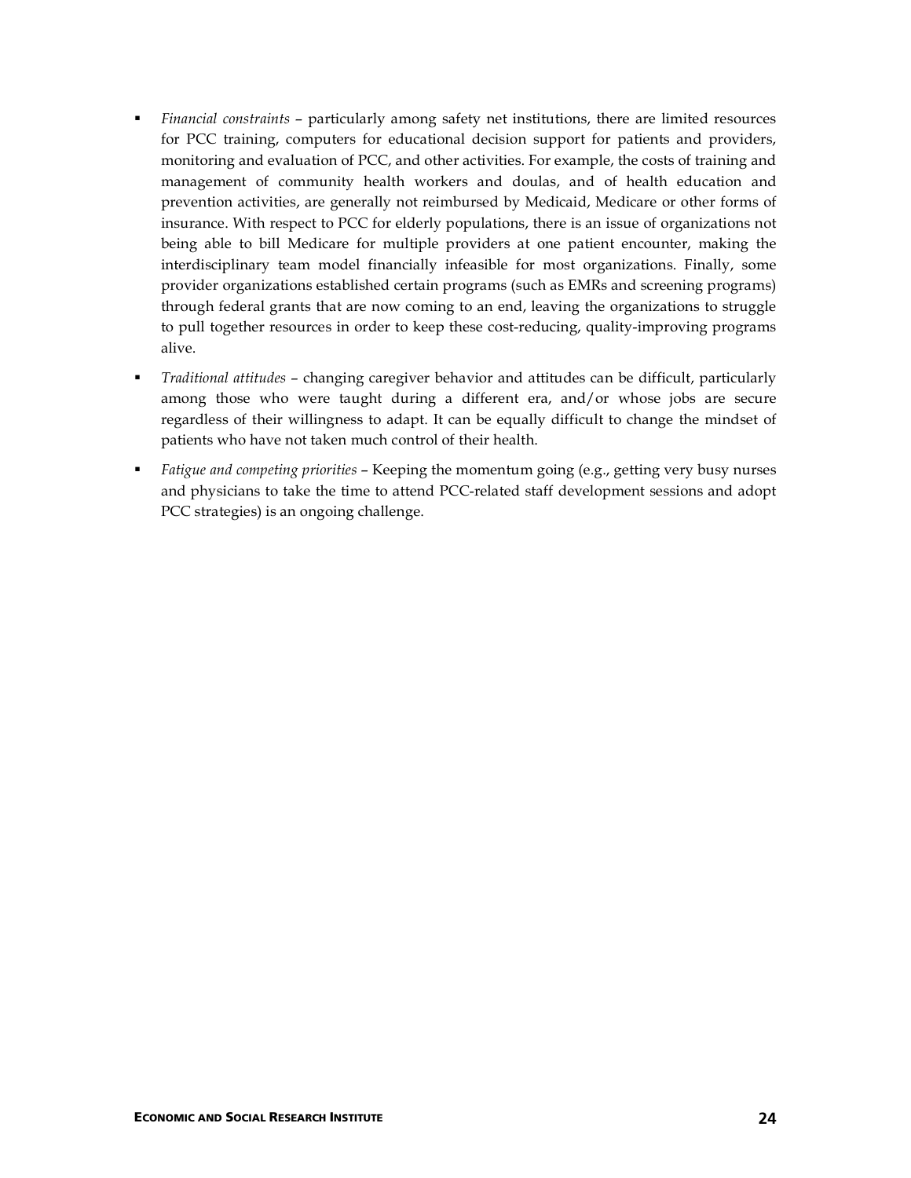- *Financial constraints* – particularly among safety net institutions, there are limited resources for PCC training, computers for educational decision support for patients and providers, monitoring and evaluation of PCC, and other activities. For example, the costs of training and management of community health workers and doulas, and of health education and prevention activities, are generally not reimbursed by Medicaid, Medicare or other forms of insurance. With respect to PCC for elderly populations, there is an issue of organizations not being able to bill Medicare for multiple providers at one patient encounter, making the interdisciplinary team model financially infeasible for most organizations. Finally, some provider organizations established certain programs (such as EMRs and screening programs) through federal grants that are now coming to an end, leaving the organizations to struggle to pull together resources in order to keep these cost-reducing, quality-improving programs alive.
- *Traditional attitudes* – changing caregiver behavior and attitudes can be difficult, particularly among those who were taught during a different era, and/or whose jobs are secure regardless of their willingness to adapt. It can be equally difficult to change the mindset of patients who have not taken much control of their health.
- *Fatigue and competing priorities* – Keeping the momentum going (e.g., getting very busy nurses and physicians to take the time to attend PCC-related staff development sessions and adopt PCC strategies) is an ongoing challenge.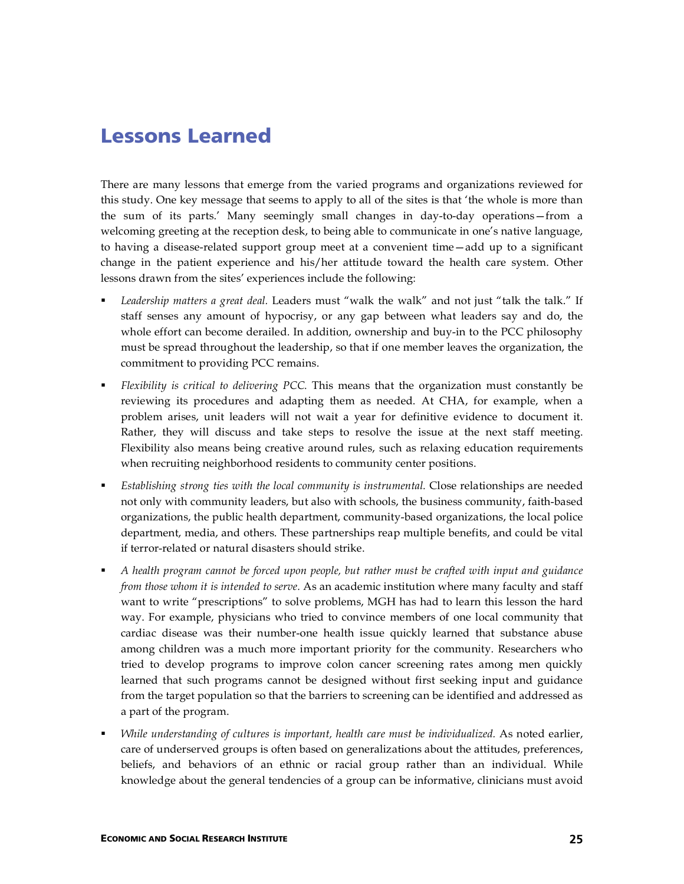## Lessons Learned

There are many lessons that emerge from the varied programs and organizations reviewed for this study. One key message that seems to apply to all of the sites is that 'the whole is more than the sum of its parts.' Many seemingly small changes in day-to-day operations—from a welcoming greeting at the reception desk, to being able to communicate in one's native language, to having a disease-related support group meet at a convenient time—add up to a significant change in the patient experience and his/her attitude toward the health care system. Other lessons drawn from the sites' experiences include the following:

- *Leadership matters a great deal.* Leaders must "walk the walk" and not just "talk the talk." If staff senses any amount of hypocrisy, or any gap between what leaders say and do, the whole effort can become derailed. In addition, ownership and buy-in to the PCC philosophy must be spread throughout the leadership, so that if one member leaves the organization, the commitment to providing PCC remains.
- *Flexibility is critical to delivering PCC.* This means that the organization must constantly be reviewing its procedures and adapting them as needed. At CHA, for example, when a problem arises, unit leaders will not wait a year for definitive evidence to document it. Rather, they will discuss and take steps to resolve the issue at the next staff meeting. Flexibility also means being creative around rules, such as relaxing education requirements when recruiting neighborhood residents to community center positions.
- *Establishing strong ties with the local community is instrumental.* Close relationships are needed not only with community leaders, but also with schools, the business community, faith-based organizations, the public health department, community-based organizations, the local police department, media, and others. These partnerships reap multiple benefits, and could be vital if terror-related or natural disasters should strike.
- *A health program cannot be forced upon people, but rather must be crafted with input and guidance from those whom it is intended to serve.* As an academic institution where many faculty and staff want to write "prescriptions" to solve problems, MGH has had to learn this lesson the hard way. For example, physicians who tried to convince members of one local community that cardiac disease was their number-one health issue quickly learned that substance abuse among children was a much more important priority for the community. Researchers who tried to develop programs to improve colon cancer screening rates among men quickly learned that such programs cannot be designed without first seeking input and guidance from the target population so that the barriers to screening can be identified and addressed as a part of the program.
- *While understanding of cultures is important, health care must be individualized.* As noted earlier, care of underserved groups is often based on generalizations about the attitudes, preferences, beliefs, and behaviors of an ethnic or racial group rather than an individual. While knowledge about the general tendencies of a group can be informative, clinicians must avoid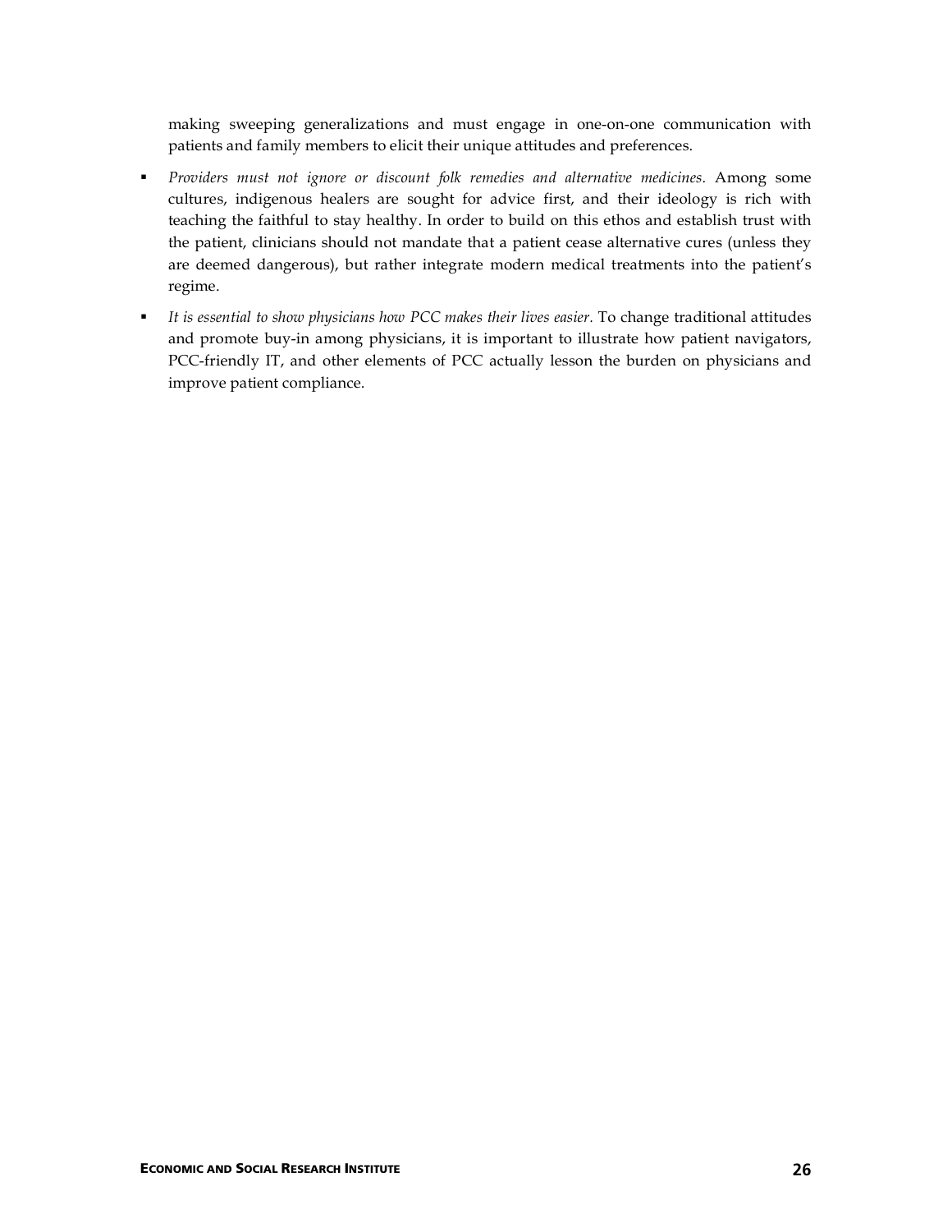making sweeping generalizations and must engage in one-on-one communication with patients and family members to elicit their unique attitudes and preferences.

- *Providers must not ignore or discount folk remedies and alternative medicines.* Among some cultures, indigenous healers are sought for advice first, and their ideology is rich with teaching the faithful to stay healthy. In order to build on this ethos and establish trust with the patient, clinicians should not mandate that a patient cease alternative cures (unless they are deemed dangerous), but rather integrate modern medical treatments into the patient's regime.
- *It is essential to show physicians how PCC makes their lives easier.* To change traditional attitudes and promote buy-in among physicians, it is important to illustrate how patient navigators, PCC-friendly IT, and other elements of PCC actually lesson the burden on physicians and improve patient compliance.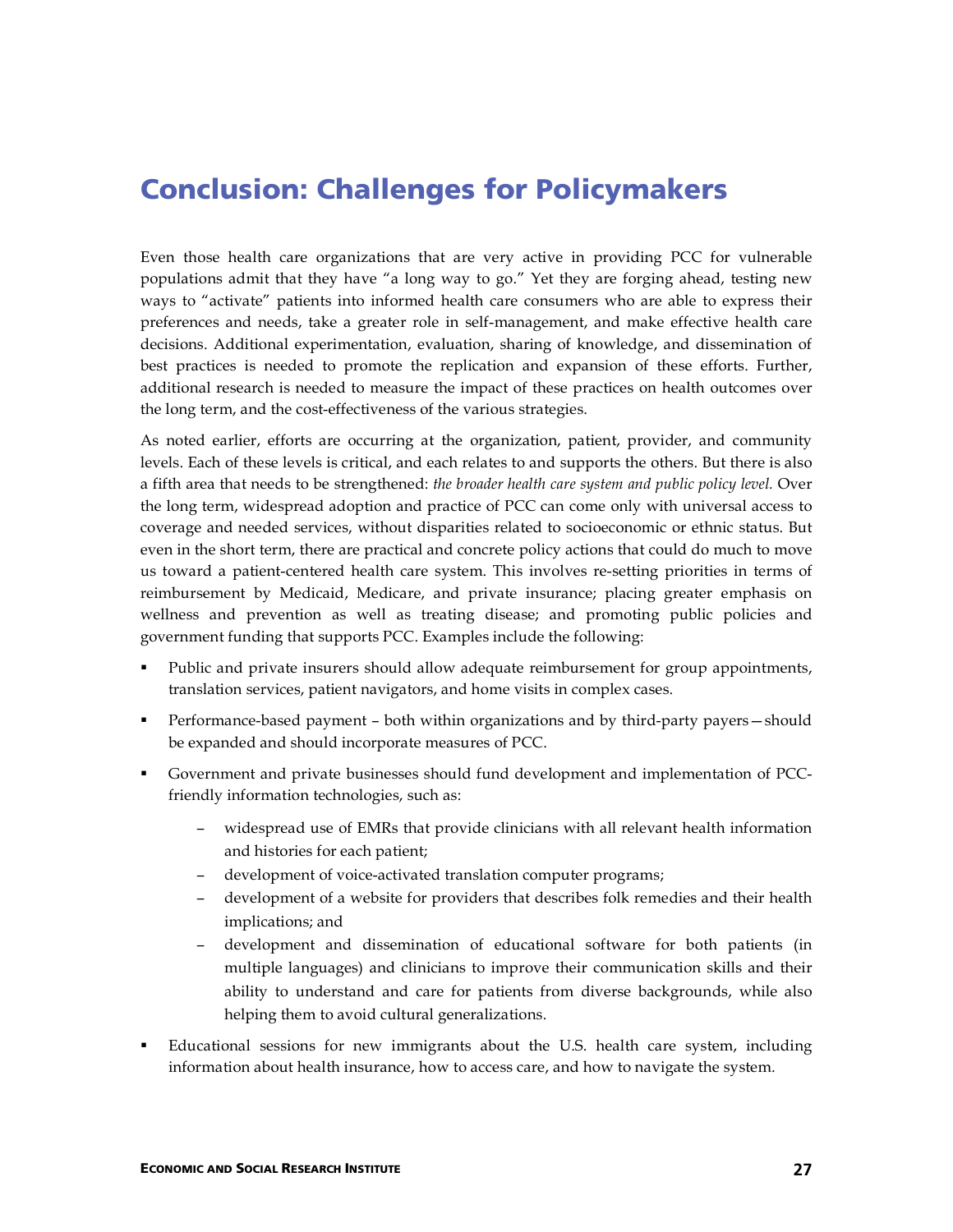## Conclusion: Challenges for Policymakers

Even those health care organizations that are very active in providing PCC for vulnerable populations admit that they have "a long way to go." Yet they are forging ahead, testing new ways to "activate" patients into informed health care consumers who are able to express their preferences and needs, take a greater role in self-management, and make effective health care decisions. Additional experimentation, evaluation, sharing of knowledge, and dissemination of best practices is needed to promote the replication and expansion of these efforts. Further, additional research is needed to measure the impact of these practices on health outcomes over the long term, and the cost-effectiveness of the various strategies.

As noted earlier, efforts are occurring at the organization, patient, provider, and community levels. Each of these levels is critical, and each relates to and supports the others. But there is also a fifth area that needs to be strengthened: *the broader health care system and public policy level*. Over the long term, widespread adoption and practice of PCC can come only with universal access to coverage and needed services, without disparities related to socioeconomic or ethnic status. But even in the short term, there are practical and concrete policy actions that could do much to move us toward a patient-centered health care system. This involves re-setting priorities in terms of reimbursement by Medicaid, Medicare, and private insurance; placing greater emphasis on wellness and prevention as well as treating disease; and promoting public policies and government funding that supports PCC. Examples include the following:

- Public and private insurers should allow adequate reimbursement for group appointments, translation services, patient navigators, and home visits in complex cases.
- Performance-based payment – both within organizations and by third-party payers—should be expanded and should incorporate measures of PCC.
- Government and private businesses should fund development and implementation of PCC-friendly information technologies, such as:
  - widespread use of EMRs that provide clinicians with all relevant health information and histories for each patient;
  - development of voice-activated translation computer programs;
  - development of a website for providers that describes folk remedies and their health implications; and
  - development and dissemination of educational software for both patients (in multiple languages) and clinicians to improve their communication skills and their ability to understand and care for patients from diverse backgrounds, while also helping them to avoid cultural generalizations.
- Educational sessions for new immigrants about the U.S. health care system, including information about health insurance, how to access care, and how to navigate the system.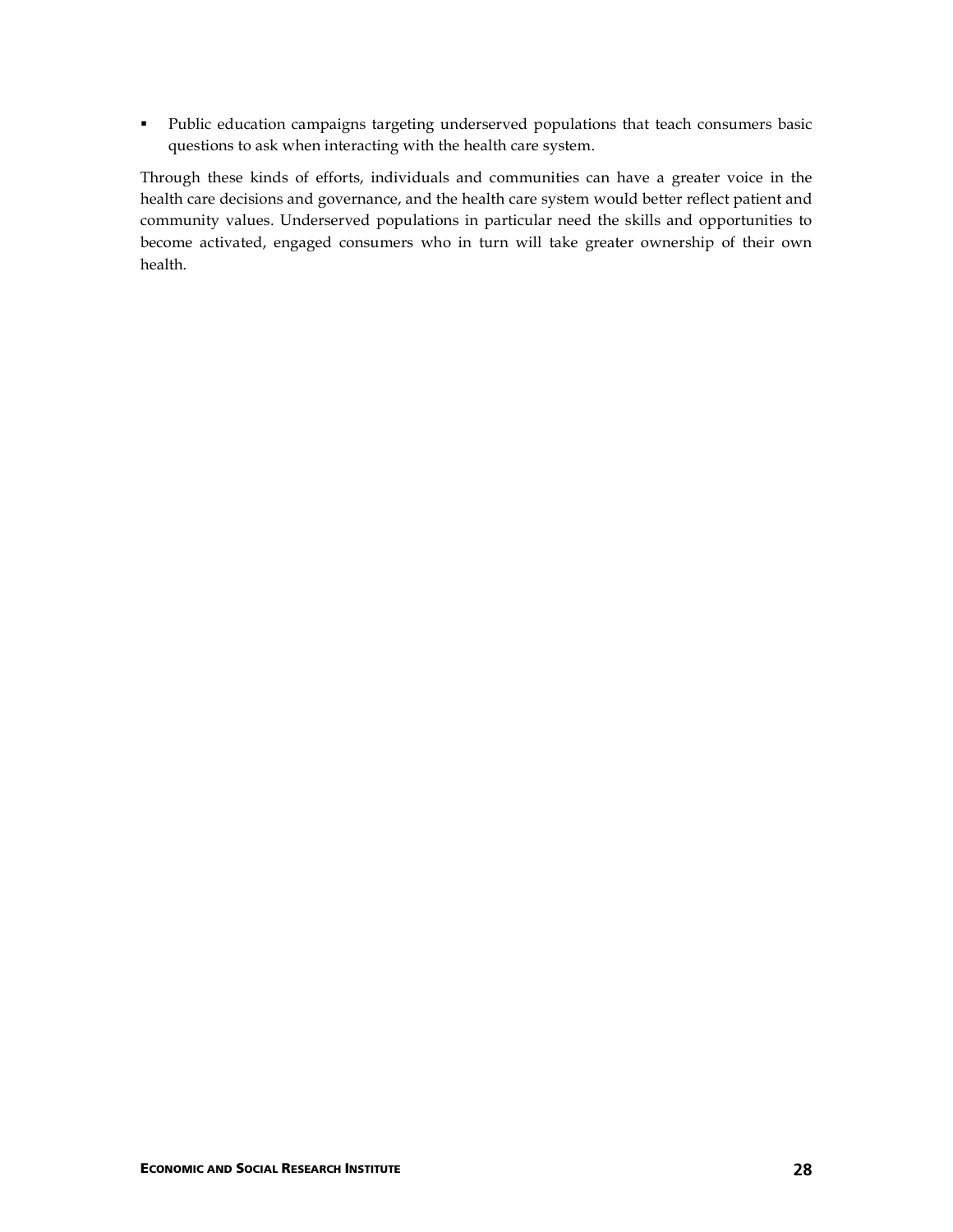- Public education campaigns targeting underserved populations that teach consumers basic questions to ask when interacting with the health care system.

Through these kinds of efforts, individuals and communities can have a greater voice in the health care decisions and governance, and the health care system would better reflect patient and community values. Underserved populations in particular need the skills and opportunities to become activated, engaged consumers who in turn will take greater ownership of their own health.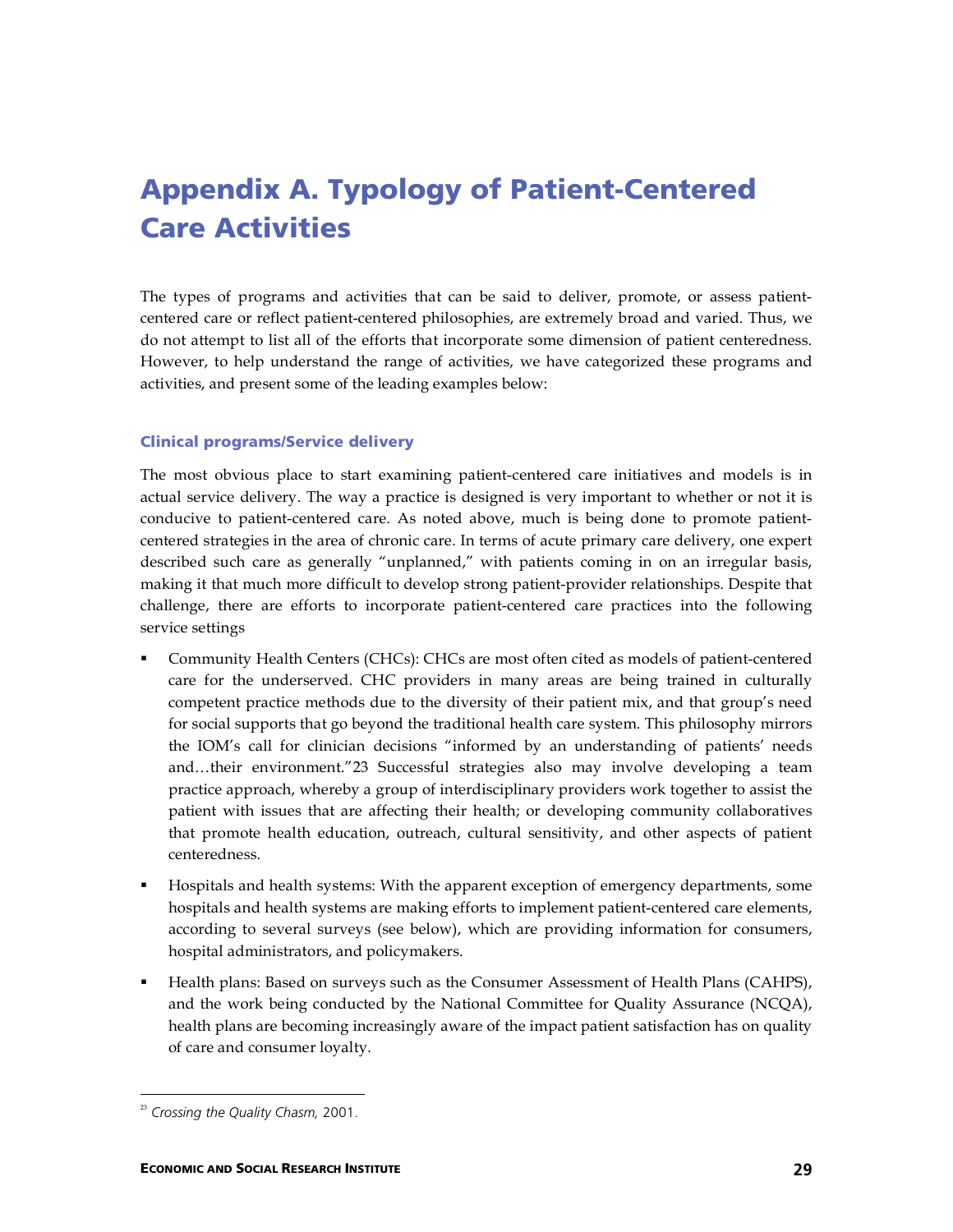# Appendix A. Typology of Patient-Centered Care Activities

The types of programs and activities that can be said to deliver, promote, or assess patient-centered care or reflect patient-centered philosophies, are extremely broad and varied. Thus, we do not attempt to list all of the efforts that incorporate some dimension of patient centeredness. However, to help understand the range of activities, we have categorized these programs and activities, and present some of the leading examples below:

### Clinical programs/Service delivery

The most obvious place to start examining patient-centered care initiatives and models is in actual service delivery. The way a practice is designed is very important to whether or not it is conducive to patient-centered care. As noted above, much is being done to promote patient-centered strategies in the area of chronic care. In terms of acute primary care delivery, one expert described such care as generally "unplanned," with patients coming in on an irregular basis, making it that much more difficult to develop strong patient-provider relationships. Despite that challenge, there are efforts to incorporate patient-centered care practices into the following service settings

- Community Health Centers (CHCs): CHCs are most often cited as models of patient-centered care for the underserved. CHC providers in many areas are being trained in culturally competent practice methods due to the diversity of their patient mix, and that group's need for social supports that go beyond the traditional health care system. This philosophy mirrors the IOM's call for clinician decisions "informed by an understanding of patients' needs and…their environment."[23] Successful strategies also may involve developing a team practice approach, whereby a group of interdisciplinary providers work together to assist the patient with issues that are affecting their health; or developing community collaboratives that promote health education, outreach, cultural sensitivity, and other aspects of patient centeredness.
- Hospitals and health systems: With the apparent exception of emergency departments, some hospitals and health systems are making efforts to implement patient-centered care elements, according to several surveys (see below), which are providing information for consumers, hospital administrators, and policymakers.
- Health plans: Based on surveys such as the Consumer Assessment of Health Plans (CAHPS), and the work being conducted by the National Committee for Quality Assurance (NCQA), health plans are becoming increasingly aware of the impact patient satisfaction has on quality of care and consumer loyalty.

---

[23] *Crossing the Quality Chasm,* 2001.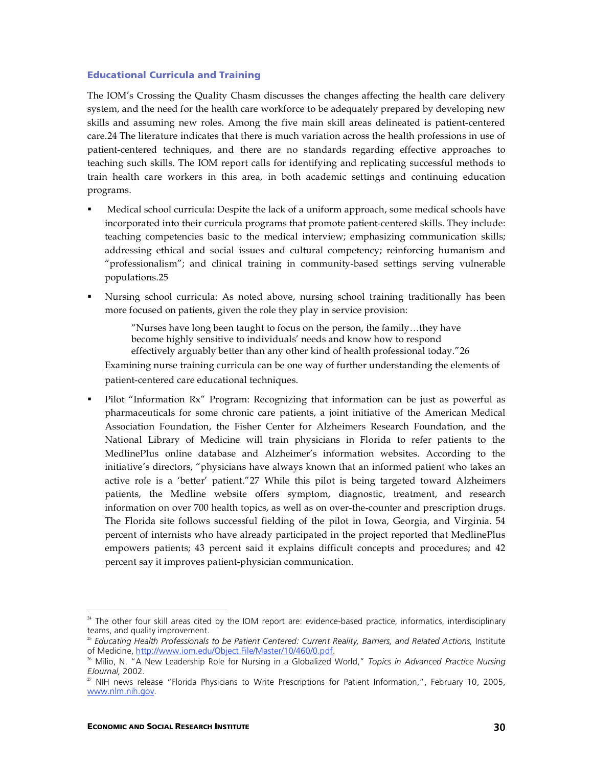### Educational Curricula and Training

The IOM's Crossing the Quality Chasm discusses the changes affecting the health care delivery system, and the need for the health care workforce to be adequately prepared by developing new skills and assuming new roles. Among the five main skill areas delineated is patient-centered care.[24] The literature indicates that there is much variation across the health professions in use of patient-centered techniques, and there are no standards regarding effective approaches to teaching such skills. The IOM report calls for identifying and replicating successful methods to train health care workers in this area, in both academic settings and continuing education programs.

- Medical school curricula: Despite the lack of a uniform approach, some medical schools have incorporated into their curricula programs that promote patient-centered skills. They include: teaching competencies basic to the medical interview; emphasizing communication skills; addressing ethical and social issues and cultural competency; reinforcing humanism and "professionalism"; and clinical training in community-based settings serving vulnerable populations.[25]

- Nursing school curricula: As noted above, nursing school training traditionally has been more focused on patients, given the role they play in service provision:

  > "Nurses have long been taught to focus on the person, the family…they have become highly sensitive to individuals' needs and know how to respond effectively arguably better than any other kind of health professional today."[26]

  Examining nurse training curricula can be one way of further understanding the elements of patient-centered care educational techniques.

- Pilot "Information Rx" Program: Recognizing that information can be just as powerful as pharmaceuticals for some chronic care patients, a joint initiative of the American Medical Association Foundation, the Fisher Center for Alzheimers Research Foundation, and the National Library of Medicine will train physicians in Florida to refer patients to the MedlinePlus online database and Alzheimer's information websites. According to the initiative's directors, "physicians have always known that an informed patient who takes an active role is a 'better' patient."[27] While this pilot is being targeted toward Alzheimers patients, the Medline website offers symptom, diagnostic, treatment, and research information on over 700 health topics, as well as on over-the-counter and prescription drugs. The Florida site follows successful fielding of the pilot in Iowa, Georgia, and Virginia. 54 percent of internists who have already participated in the project reported that MedlinePlus empowers patients; 43 percent said it explains difficult concepts and procedures; and 42 percent say it improves patient-physician communication.

---

[24] The other four skill areas cited by the IOM report are: evidence-based practice, informatics, interdisciplinary teams, and quality improvement.

[25] *Educating Health Professionals to be Patient Centered: Current Reality, Barriers, and Related Actions*, Institute of Medicine, http://www.iom.edu/Object.File/Master/10/460/0.pdf.

[26] Milio, N. "A New Leadership Role for Nursing in a Globalized World," *Topics in Advanced Practice Nursing EJournal*, 2002.

[27] NIH news release "Florida Physicians to Write Prescriptions for Patient Information,", February 10, 2005, www.nlm.nih.gov.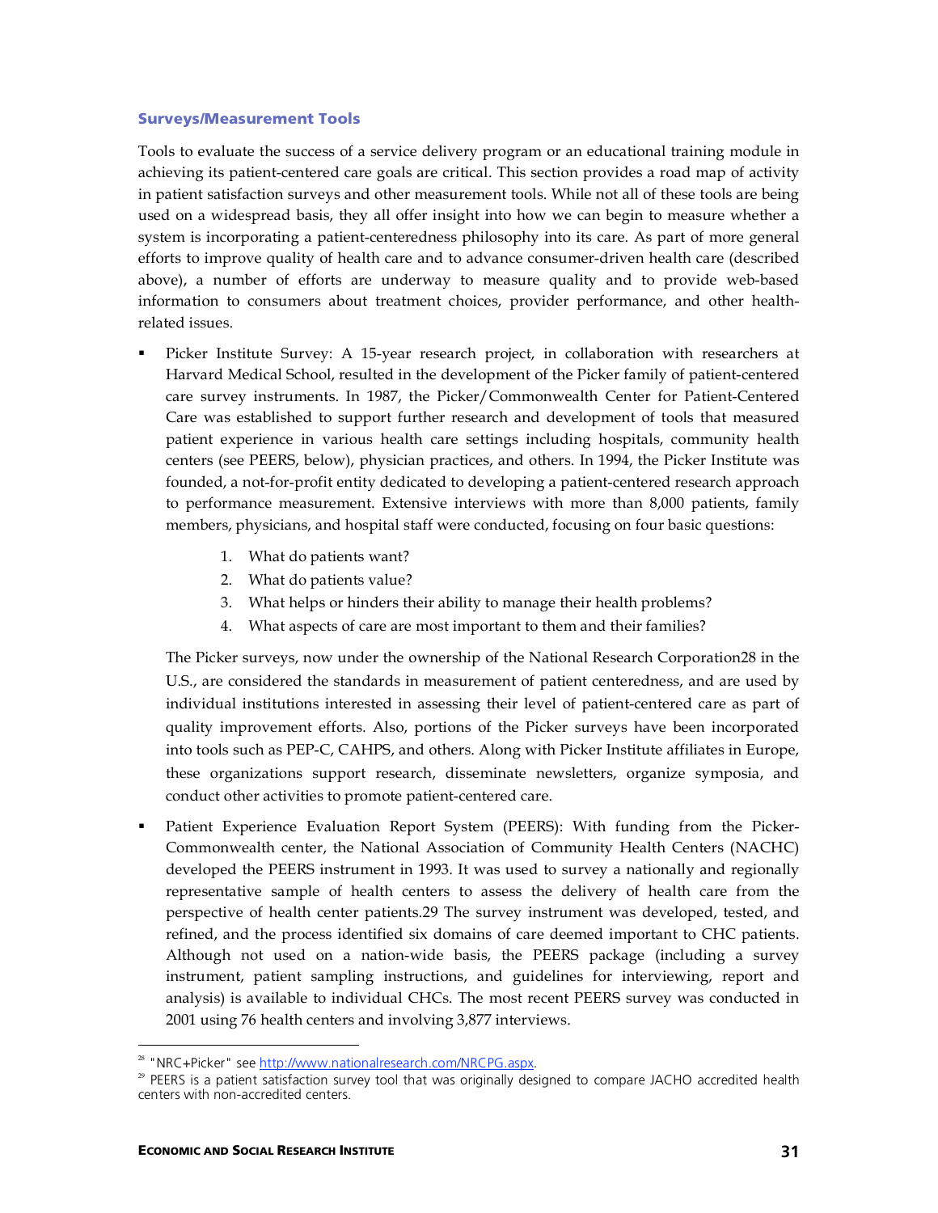### Surveys/Measurement Tools

Tools to evaluate the success of a service delivery program or an educational training module in achieving its patient-centered care goals are critical. This section provides a road map of activity in patient satisfaction surveys and other measurement tools. While not all of these tools are being used on a widespread basis, they all offer insight into how we can begin to measure whether a system is incorporating a patient-centeredness philosophy into its care. As part of more general efforts to improve quality of health care and to advance consumer-driven health care (described above), a number of efforts are underway to measure quality and to provide web-based information to consumers about treatment choices, provider performance, and other health-related issues.

- Picker Institute Survey: A 15-year research project, in collaboration with researchers at Harvard Medical School, resulted in the development of the Picker family of patient-centered care survey instruments. In 1987, the Picker/Commonwealth Center for Patient-Centered Care was established to support further research and development of tools that measured patient experience in various health care settings including hospitals, community health centers (see PEERS, below), physician practices, and others. In 1994, the Picker Institute was founded, a not-for-profit entity dedicated to developing a patient-centered research approach to performance measurement. Extensive interviews with more than 8,000 patients, family members, physicians, and hospital staff were conducted, focusing on four basic questions:

    1. What do patients want?
    2. What do patients value?
    3. What helps or hinders their ability to manage their health problems?
    4. What aspects of care are most important to them and their families?

  The Picker surveys, now under the ownership of the National Research Corporation[28] in the U.S., are considered the standards in measurement of patient centeredness, and are used by individual institutions interested in assessing their level of patient-centered care as part of quality improvement efforts. Also, portions of the Picker surveys have been incorporated into tools such as PEP-C, CAHPS, and others. Along with Picker Institute affiliates in Europe, these organizations support research, disseminate newsletters, organize symposia, and conduct other activities to promote patient-centered care.

- Patient Experience Evaluation Report System (PEERS): With funding from the Picker-Commonwealth center, the National Association of Community Health Centers (NACHC) developed the PEERS instrument in 1993. It was used to survey a nationally and regionally representative sample of health centers to assess the delivery of health care from the perspective of health center patients.[29] The survey instrument was developed, tested, and refined, and the process identified six domains of care deemed important to CHC patients. Although not used on a nation-wide basis, the PEERS package (including a survey instrument, patient sampling instructions, and guidelines for interviewing, report and analysis) is available to individual CHCs. The most recent PEERS survey was conducted in 2001 using 76 health centers and involving 3,877 interviews.

---

[28] "NRC+Picker" see http://www.nationalresearch.com/NRCPG.aspx.

[29] PEERS is a patient satisfaction survey tool that was originally designed to compare JACHO accredited health centers with non-accredited centers.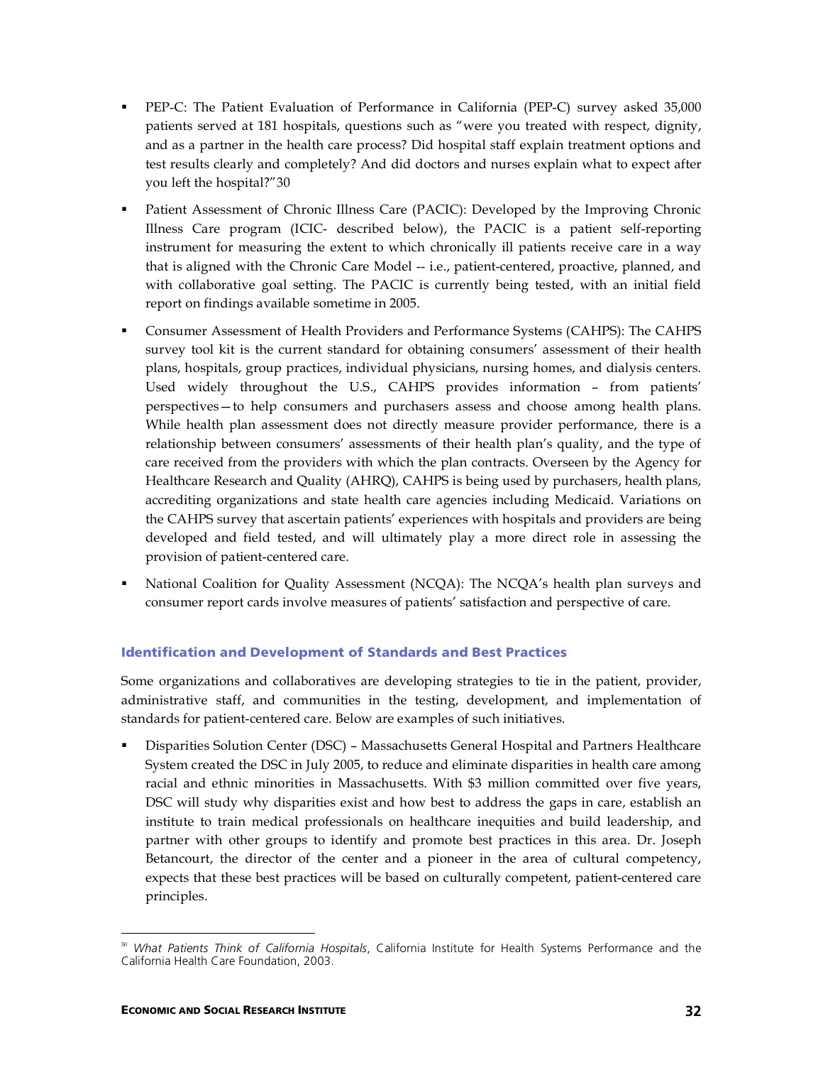- PEP-C: The Patient Evaluation of Performance in California (PEP-C) survey asked 35,000 patients served at 181 hospitals, questions such as "were you treated with respect, dignity, and as a partner in the health care process? Did hospital staff explain treatment options and test results clearly and completely? And did doctors and nurses explain what to expect after you left the hospital?"[30]

- Patient Assessment of Chronic Illness Care (PACIC): Developed by the Improving Chronic Illness Care program (ICIC- described below), the PACIC is a patient self-reporting instrument for measuring the extent to which chronically ill patients receive care in a way that is aligned with the Chronic Care Model -- i.e., patient-centered, proactive, planned, and with collaborative goal setting. The PACIC is currently being tested, with an initial field report on findings available sometime in 2005.

- Consumer Assessment of Health Providers and Performance Systems (CAHPS): The CAHPS survey tool kit is the current standard for obtaining consumers' assessment of their health plans, hospitals, group practices, individual physicians, nursing homes, and dialysis centers. Used widely throughout the U.S., CAHPS provides information – from patients' perspectives—to help consumers and purchasers assess and choose among health plans. While health plan assessment does not directly measure provider performance, there is a relationship between consumers' assessments of their health plan's quality, and the type of care received from the providers with which the plan contracts. Overseen by the Agency for Healthcare Research and Quality (AHRQ), CAHPS is being used by purchasers, health plans, accrediting organizations and state health care agencies including Medicaid. Variations on the CAHPS survey that ascertain patients' experiences with hospitals and providers are being developed and field tested, and will ultimately play a more direct role in assessing the provision of patient-centered care.

- National Coalition for Quality Assessment (NCQA): The NCQA's health plan surveys and consumer report cards involve measures of patients' satisfaction and perspective of care.

### Identification and Development of Standards and Best Practices

Some organizations and collaboratives are developing strategies to tie in the patient, provider, administrative staff, and communities in the testing, development, and implementation of standards for patient-centered care. Below are examples of such initiatives.

- Disparities Solution Center (DSC) – Massachusetts General Hospital and Partners Healthcare System created the DSC in July 2005, to reduce and eliminate disparities in health care among racial and ethnic minorities in Massachusetts. With $3 million committed over five years, DSC will study why disparities exist and how best to address the gaps in care, establish an institute to train medical professionals on healthcare inequities and build leadership, and partner with other groups to identify and promote best practices in this area. Dr. Joseph Betancourt, the director of the center and a pioneer in the area of cultural competency, expects that these best practices will be based on culturally competent, patient-centered care principles.

[30] *What Patients Think of California Hospitals*, California Institute for Health Systems Performance and the California Health Care Foundation, 2003.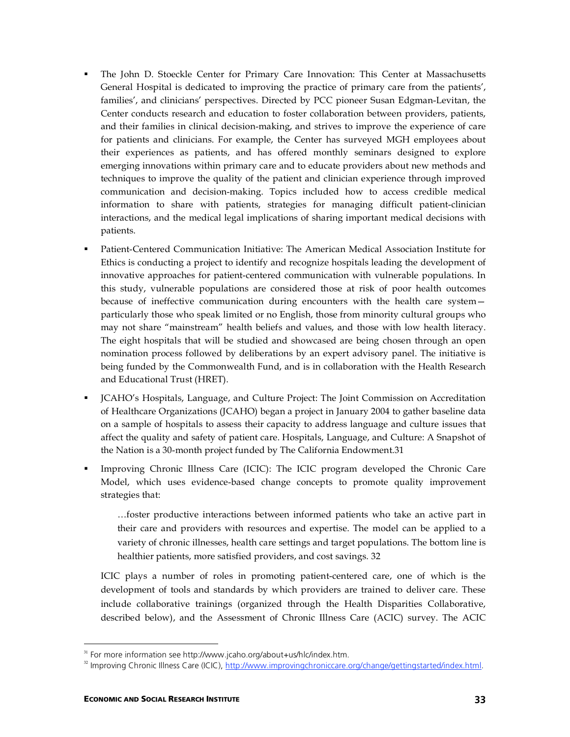- The John D. Stoeckle Center for Primary Care Innovation: This Center at Massachusetts General Hospital is dedicated to improving the practice of primary care from the patients', families', and clinicians' perspectives. Directed by PCC pioneer Susan Edgman-Levitan, the Center conducts research and education to foster collaboration between providers, patients, and their families in clinical decision-making, and strives to improve the experience of care for patients and clinicians. For example, the Center has surveyed MGH employees about their experiences as patients, and has offered monthly seminars designed to explore emerging innovations within primary care and to educate providers about new methods and techniques to improve the quality of the patient and clinician experience through improved communication and decision-making. Topics included how to access credible medical information to share with patients, strategies for managing difficult patient-clinician interactions, and the medical legal implications of sharing important medical decisions with patients.
- Patient-Centered Communication Initiative: The American Medical Association Institute for Ethics is conducting a project to identify and recognize hospitals leading the development of innovative approaches for patient-centered communication with vulnerable populations. In this study, vulnerable populations are considered those at risk of poor health outcomes because of ineffective communication during encounters with the health care system—particularly those who speak limited or no English, those from minority cultural groups who may not share "mainstream" health beliefs and values, and those with low health literacy. The eight hospitals that will be studied and showcased are being chosen through an open nomination process followed by deliberations by an expert advisory panel. The initiative is being funded by the Commonwealth Fund, and is in collaboration with the Health Research and Educational Trust (HRET).
- JCAHO's Hospitals, Language, and Culture Project: The Joint Commission on Accreditation of Healthcare Organizations (JCAHO) began a project in January 2004 to gather baseline data on a sample of hospitals to assess their capacity to address language and culture issues that affect the quality and safety of patient care. Hospitals, Language, and Culture: A Snapshot of the Nation is a 30-month project funded by The California Endowment.[31]
- Improving Chronic Illness Care (ICIC): The ICIC program developed the Chronic Care Model, which uses evidence-based change concepts to promote quality improvement strategies that:

  > …foster productive interactions between informed patients who take an active part in their care and providers with resources and expertise. The model can be applied to a variety of chronic illnesses, health care settings and target populations. The bottom line is healthier patients, more satisfied providers, and cost savings. [32]

  ICIC plays a number of roles in promoting patient-centered care, one of which is the development of tools and standards by which providers are trained to deliver care. These include collaborative trainings (organized through the Health Disparities Collaborative, described below), and the Assessment of Chronic Illness Care (ACIC) survey. The ACIC

---

[31] For more information see http://www.jcaho.org/about+us/hlc/index.htm.

[32] Improving Chronic Illness Care (ICIC), http://www.improvingchroniccare.org/change/gettingstarted/index.html.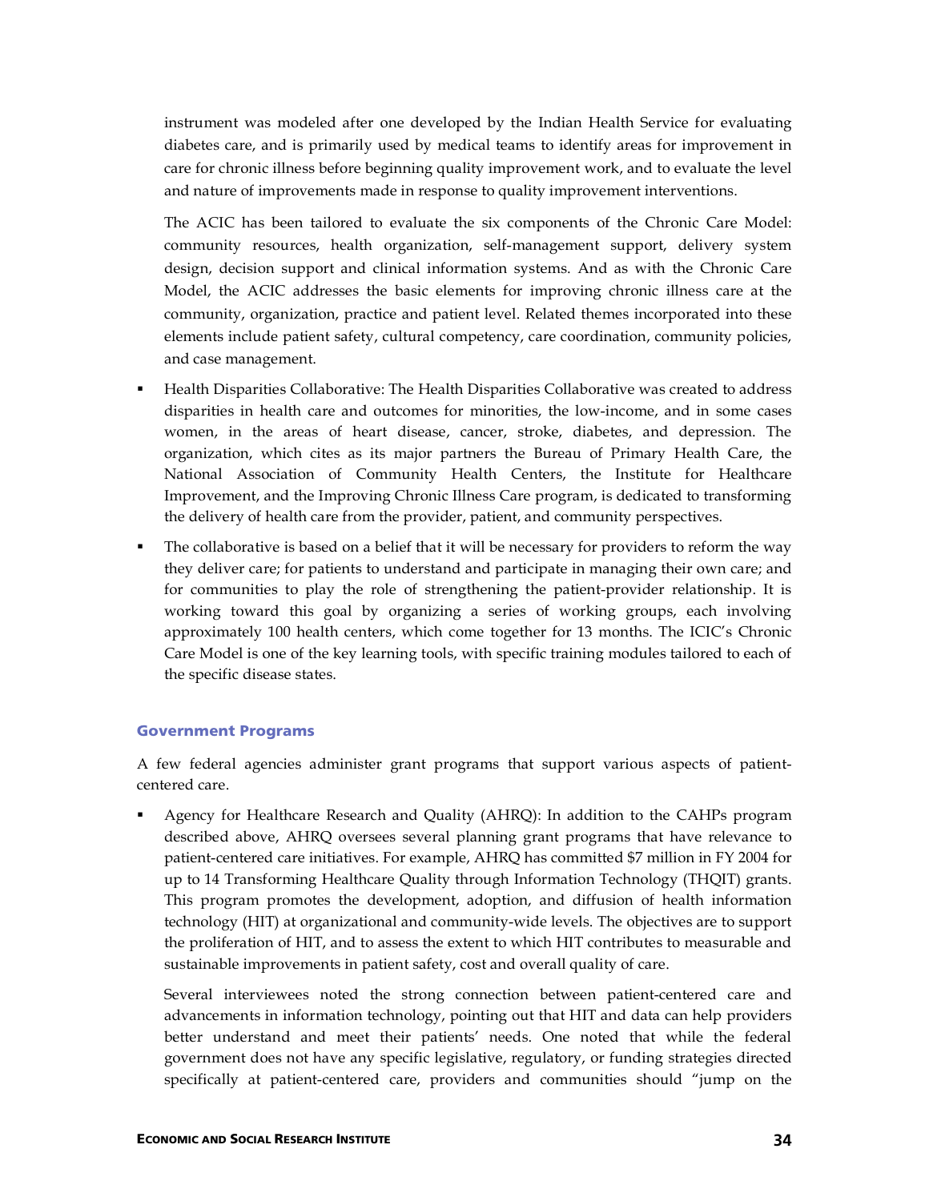instrument was modeled after one developed by the Indian Health Service for evaluating diabetes care, and is primarily used by medical teams to identify areas for improvement in care for chronic illness before beginning quality improvement work, and to evaluate the level and nature of improvements made in response to quality improvement interventions.

The ACIC has been tailored to evaluate the six components of the Chronic Care Model: community resources, health organization, self-management support, delivery system design, decision support and clinical information systems. And as with the Chronic Care Model, the ACIC addresses the basic elements for improving chronic illness care at the community, organization, practice and patient level. Related themes incorporated into these elements include patient safety, cultural competency, care coordination, community policies, and case management.

- Health Disparities Collaborative: The Health Disparities Collaborative was created to address disparities in health care and outcomes for minorities, the low-income, and in some cases women, in the areas of heart disease, cancer, stroke, diabetes, and depression. The organization, which cites as its major partners the Bureau of Primary Health Care, the National Association of Community Health Centers, the Institute for Healthcare Improvement, and the Improving Chronic Illness Care program, is dedicated to transforming the delivery of health care from the provider, patient, and community perspectives.
- The collaborative is based on a belief that it will be necessary for providers to reform the way they deliver care; for patients to understand and participate in managing their own care; and for communities to play the role of strengthening the patient-provider relationship. It is working toward this goal by organizing a series of working groups, each involving approximately 100 health centers, which come together for 13 months. The ICIC's Chronic Care Model is one of the key learning tools, with specific training modules tailored to each of the specific disease states.

### Government Programs

A few federal agencies administer grant programs that support various aspects of patient-centered care.

- Agency for Healthcare Research and Quality (AHRQ): In addition to the CAHPs program described above, AHRQ oversees several planning grant programs that have relevance to patient-centered care initiatives. For example, AHRQ has committed $7 million in FY 2004 for up to 14 Transforming Healthcare Quality through Information Technology (THQIT) grants. This program promotes the development, adoption, and diffusion of health information technology (HIT) at organizational and community-wide levels. The objectives are to support the proliferation of HIT, and to assess the extent to which HIT contributes to measurable and sustainable improvements in patient safety, cost and overall quality of care.

  Several interviewees noted the strong connection between patient-centered care and advancements in information technology, pointing out that HIT and data can help providers better understand and meet their patients' needs. One noted that while the federal government does not have any specific legislative, regulatory, or funding strategies directed specifically at patient-centered care, providers and communities should "jump on the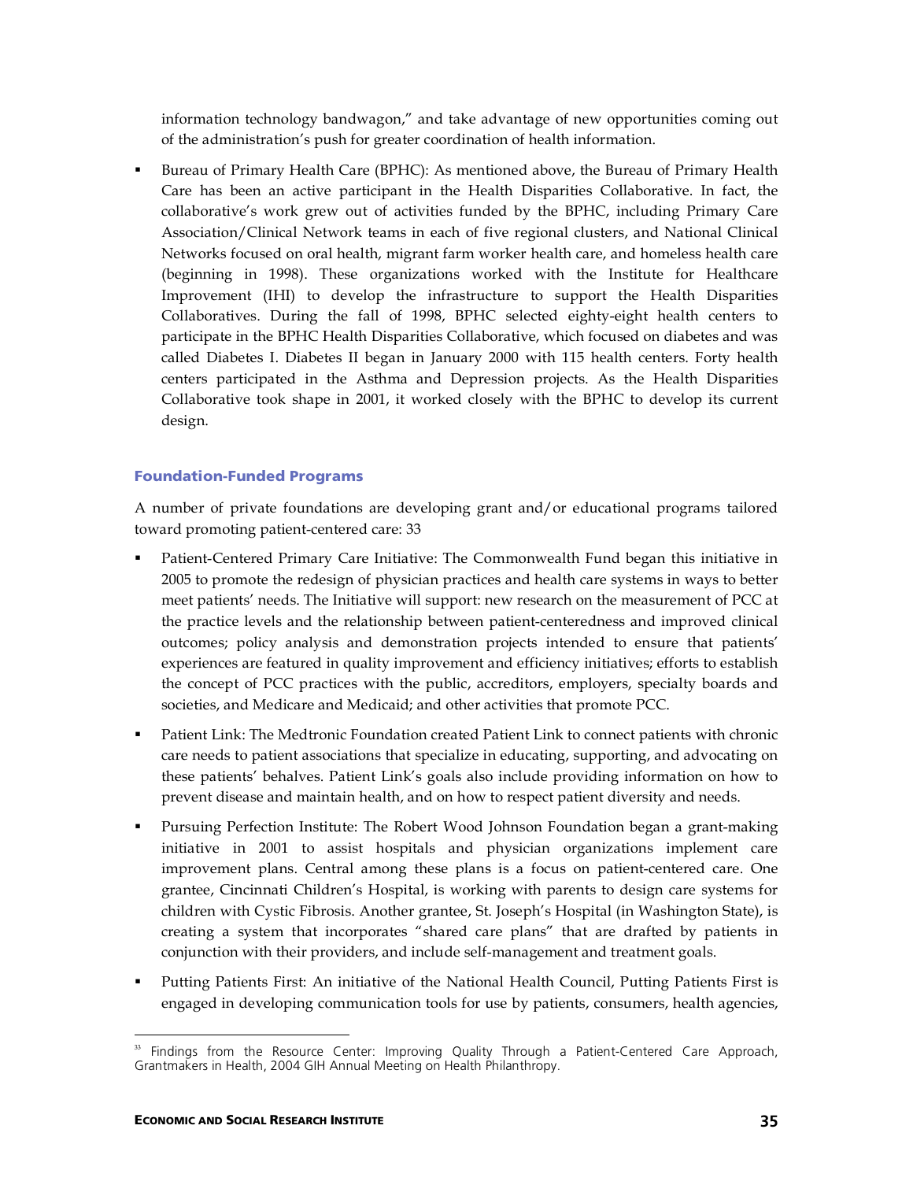information technology bandwagon," and take advantage of new opportunities coming out of the administration's push for greater coordination of health information.

- Bureau of Primary Health Care (BPHC): As mentioned above, the Bureau of Primary Health Care has been an active participant in the Health Disparities Collaborative. In fact, the collaborative's work grew out of activities funded by the BPHC, including Primary Care Association/Clinical Network teams in each of five regional clusters, and National Clinical Networks focused on oral health, migrant farm worker health care, and homeless health care (beginning in 1998). These organizations worked with the Institute for Healthcare Improvement (IHI) to develop the infrastructure to support the Health Disparities Collaboratives. During the fall of 1998, BPHC selected eighty-eight health centers to participate in the BPHC Health Disparities Collaborative, which focused on diabetes and was called Diabetes I. Diabetes II began in January 2000 with 115 health centers. Forty health centers participated in the Asthma and Depression projects. As the Health Disparities Collaborative took shape in 2001, it worked closely with the BPHC to develop its current design.

### Foundation-Funded Programs

A number of private foundations are developing grant and/or educational programs tailored toward promoting patient-centered care: 33

- Patient-Centered Primary Care Initiative: The Commonwealth Fund began this initiative in 2005 to promote the redesign of physician practices and health care systems in ways to better meet patients' needs. The Initiative will support: new research on the measurement of PCC at the practice levels and the relationship between patient-centeredness and improved clinical outcomes; policy analysis and demonstration projects intended to ensure that patients' experiences are featured in quality improvement and efficiency initiatives; efforts to establish the concept of PCC practices with the public, accreditors, employers, specialty boards and societies, and Medicare and Medicaid; and other activities that promote PCC.

- Patient Link: The Medtronic Foundation created Patient Link to connect patients with chronic care needs to patient associations that specialize in educating, supporting, and advocating on these patients' behalves. Patient Link's goals also include providing information on how to prevent disease and maintain health, and on how to respect patient diversity and needs.

- Pursuing Perfection Institute: The Robert Wood Johnson Foundation began a grant-making initiative in 2001 to assist hospitals and physician organizations implement care improvement plans. Central among these plans is a focus on patient-centered care. One grantee, Cincinnati Children's Hospital, is working with parents to design care systems for children with Cystic Fibrosis. Another grantee, St. Joseph's Hospital (in Washington State), is creating a system that incorporates "shared care plans" that are drafted by patients in conjunction with their providers, and include self-management and treatment goals.

- Putting Patients First: An initiative of the National Health Council, Putting Patients First is engaged in developing communication tools for use by patients, consumers, health agencies,

---

[33] Findings from the Resource Center: Improving Quality Through a Patient-Centered Care Approach, Grantmakers in Health, 2004 GIH Annual Meeting on Health Philanthropy.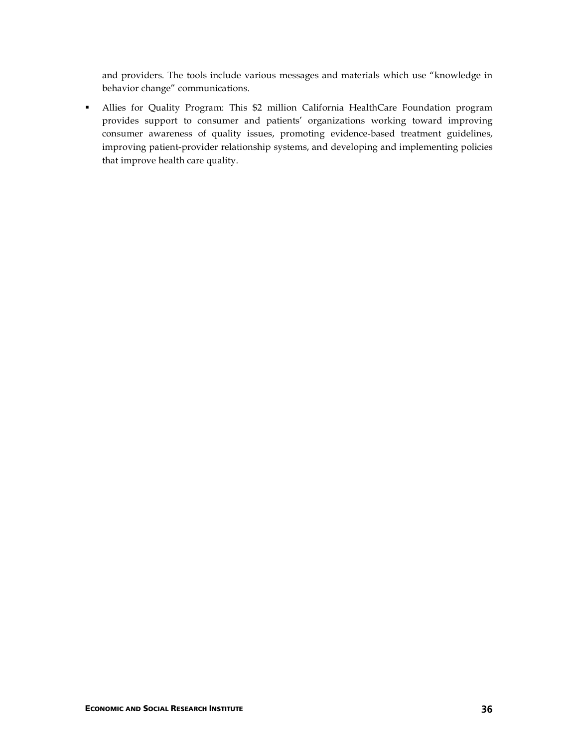and providers. The tools include various messages and materials which use "knowledge in behavior change" communications.

- Allies for Quality Program: This $2 million California HealthCare Foundation program provides support to consumer and patients' organizations working toward improving consumer awareness of quality issues, promoting evidence-based treatment guidelines, improving patient-provider relationship systems, and developing and implementing policies that improve health care quality.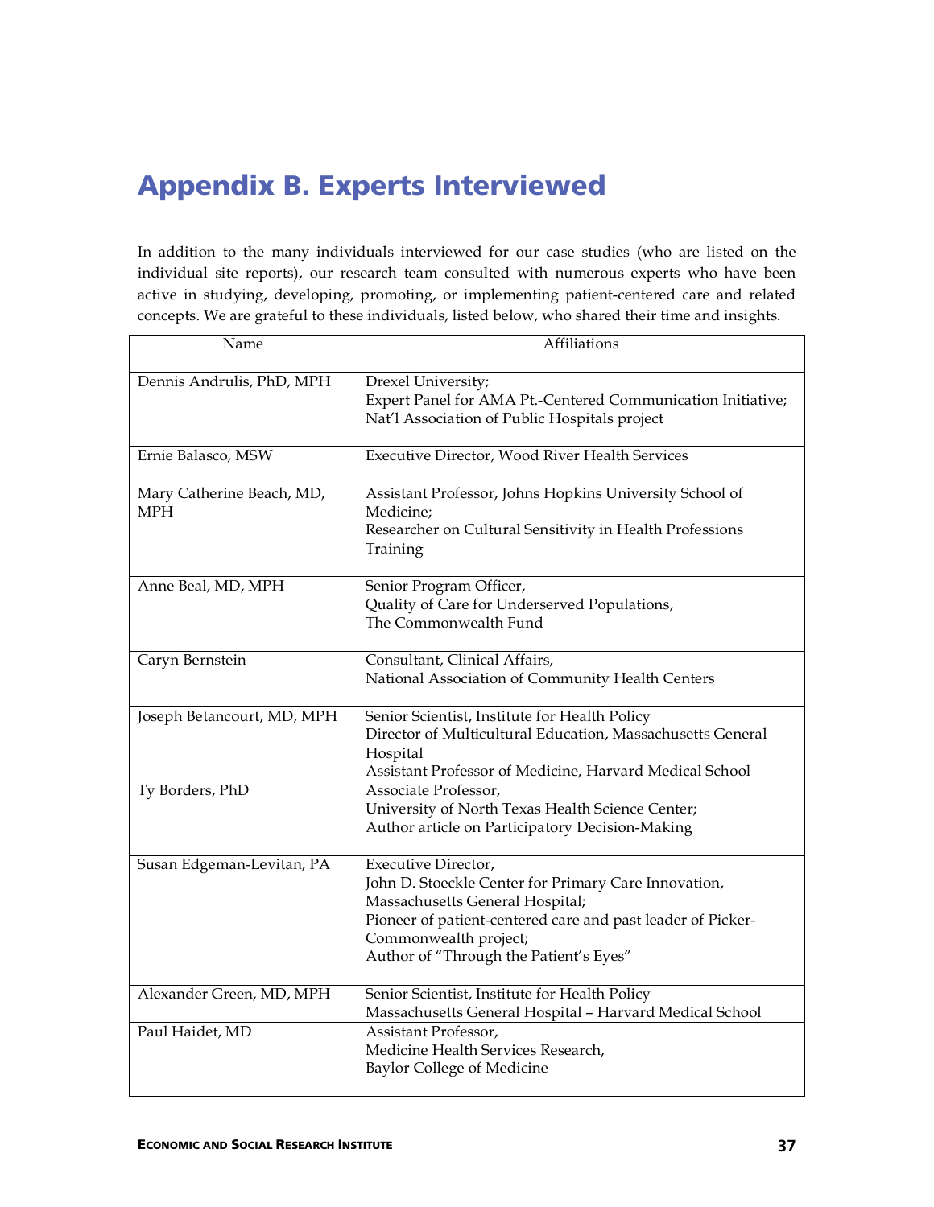# Appendix B. Experts Interviewed

In addition to the many individuals interviewed for our case studies (who are listed on the individual site reports), our research team consulted with numerous experts who have been active in studying, developing, promoting, or implementing patient-centered care and related concepts. We are grateful to these individuals, listed below, who shared their time and insights.

| Name | Affiliations |
| --- | --- |
| Dennis Andrulis, PhD, MPH | Drexel University;<br>Expert Panel for AMA Pt.-Centered Communication Initiative;<br>Nat'l Association of Public Hospitals project |
| Ernie Balasco, MSW | Executive Director, Wood River Health Services |
| Mary Catherine Beach, MD, MPH | Assistant Professor, Johns Hopkins University School of Medicine;<br>Researcher on Cultural Sensitivity in Health Professions Training |
| Anne Beal, MD, MPH | Senior Program Officer,<br>Quality of Care for Underserved Populations,<br>The Commonwealth Fund |
| Caryn Bernstein | Consultant, Clinical Affairs,<br>National Association of Community Health Centers |
| Joseph Betancourt, MD, MPH | Senior Scientist, Institute for Health Policy<br>Director of Multicultural Education, Massachusetts General Hospital<br>Assistant Professor of Medicine, Harvard Medical School |
| Ty Borders, PhD | Associate Professor,<br>University of North Texas Health Science Center;<br>Author article on Participatory Decision-Making |
| Susan Edgeman-Levitan, PA | Executive Director,<br>John D. Stoeckle Center for Primary Care Innovation,<br>Massachusetts General Hospital;<br>Pioneer of patient-centered care and past leader of Picker-Commonwealth project;<br>Author of "Through the Patient's Eyes" |
| Alexander Green, MD, MPH | Senior Scientist, Institute for Health Policy<br>Massachusetts General Hospital – Harvard Medical School |
| Paul Haidet, MD | Assistant Professor,<br>Medicine Health Services Research,<br>Baylor College of Medicine |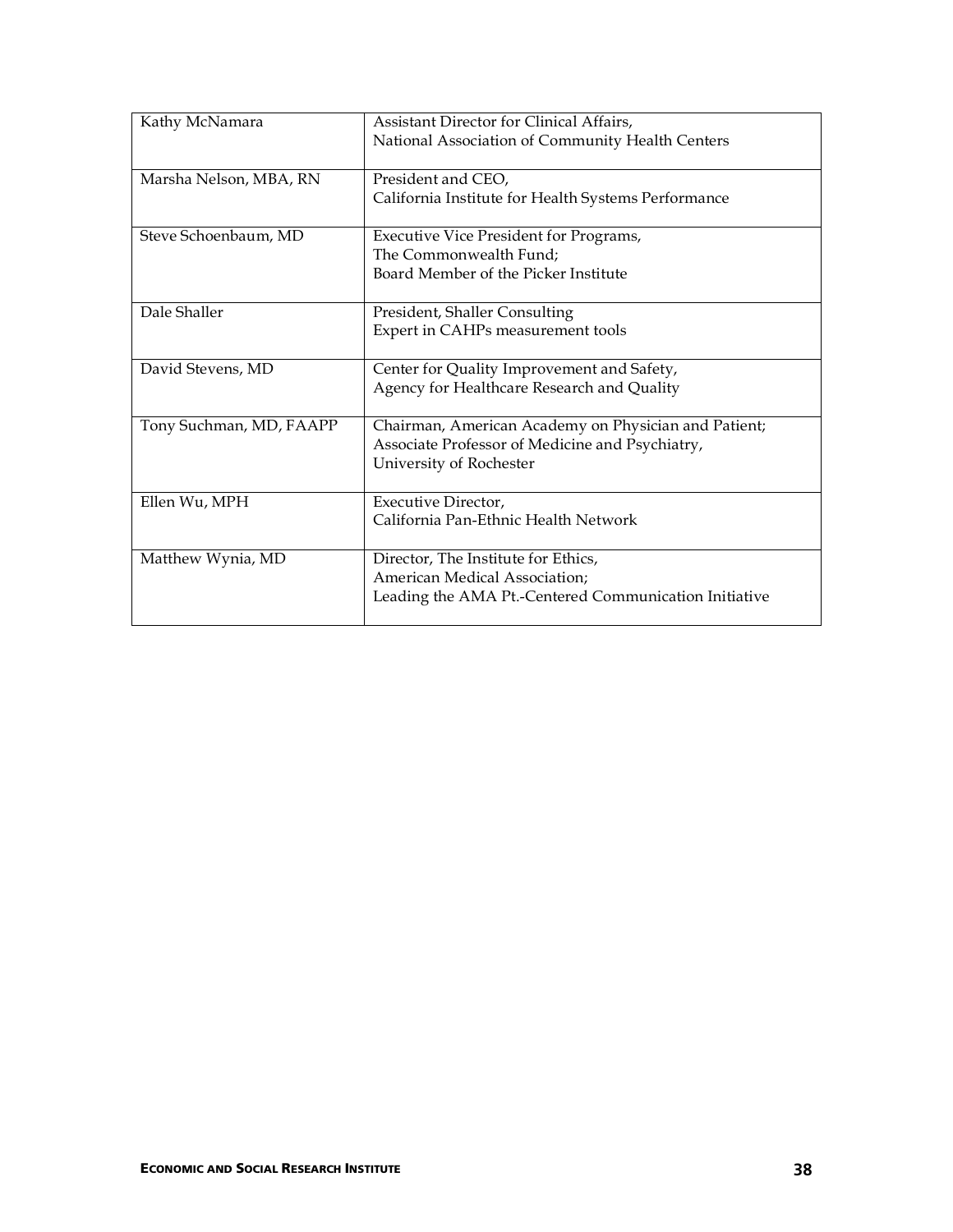| | |
|---|---|
| Kathy McNamara | Assistant Director for Clinical Affairs,<br>National Association of Community Health Centers |
| Marsha Nelson, MBA, RN | President and CEO,<br>California Institute for Health Systems Performance |
| Steve Schoenbaum, MD | Executive Vice President for Programs,<br>The Commonwealth Fund;<br>Board Member of the Picker Institute |
| Dale Shaller | President, Shaller Consulting<br>Expert in CAHPs measurement tools |
| David Stevens, MD | Center for Quality Improvement and Safety,<br>Agency for Healthcare Research and Quality |
| Tony Suchman, MD, FAAPP | Chairman, American Academy on Physician and Patient;<br>Associate Professor of Medicine and Psychiatry,<br>University of Rochester |
| Ellen Wu, MPH | Executive Director,<br>California Pan-Ethnic Health Network |
| Matthew Wynia, MD | Director, The Institute for Ethics,<br>American Medical Association;<br>Leading the AMA Pt.-Centered Communication Initiative |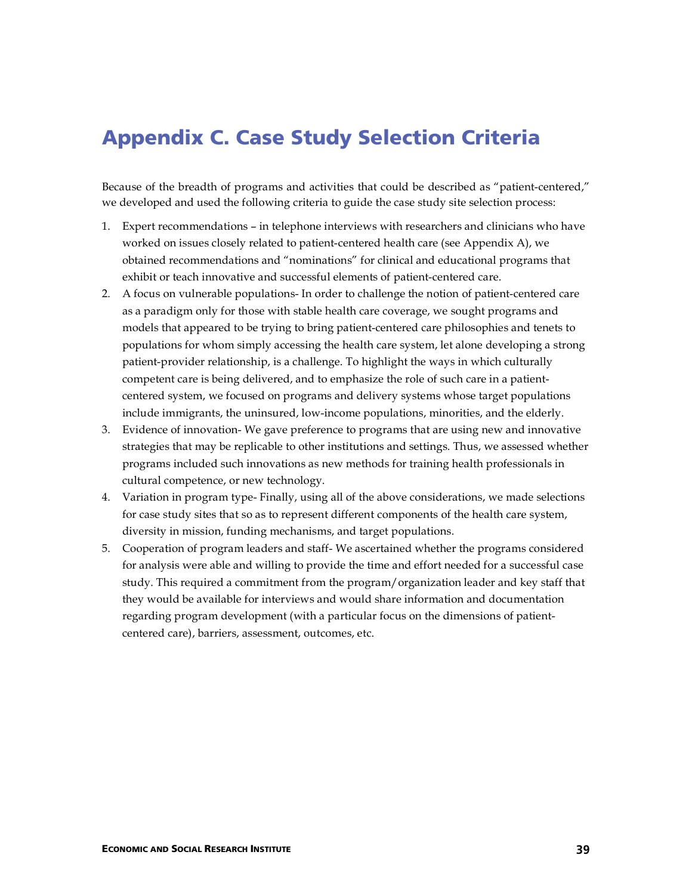# Appendix C. Case Study Selection Criteria

Because of the breadth of programs and activities that could be described as "patient-centered," we developed and used the following criteria to guide the case study site selection process:

1. Expert recommendations – in telephone interviews with researchers and clinicians who have worked on issues closely related to patient-centered health care (see Appendix A), we obtained recommendations and "nominations" for clinical and educational programs that exhibit or teach innovative and successful elements of patient-centered care.
2. A focus on vulnerable populations- In order to challenge the notion of patient-centered care as a paradigm only for those with stable health care coverage, we sought programs and models that appeared to be trying to bring patient-centered care philosophies and tenets to populations for whom simply accessing the health care system, let alone developing a strong patient-provider relationship, is a challenge. To highlight the ways in which culturally competent care is being delivered, and to emphasize the role of such care in a patient-centered system, we focused on programs and delivery systems whose target populations include immigrants, the uninsured, low-income populations, minorities, and the elderly.
3. Evidence of innovation- We gave preference to programs that are using new and innovative strategies that may be replicable to other institutions and settings. Thus, we assessed whether programs included such innovations as new methods for training health professionals in cultural competence, or new technology.
4. Variation in program type- Finally, using all of the above considerations, we made selections for case study sites that so as to represent different components of the health care system, diversity in mission, funding mechanisms, and target populations.
5. Cooperation of program leaders and staff- We ascertained whether the programs considered for analysis were able and willing to provide the time and effort needed for a successful case study. This required a commitment from the program/organization leader and key staff that they would be available for interviews and would share information and documentation regarding program development (with a particular focus on the dimensions of patient-centered care), barriers, assessment, outcomes, etc.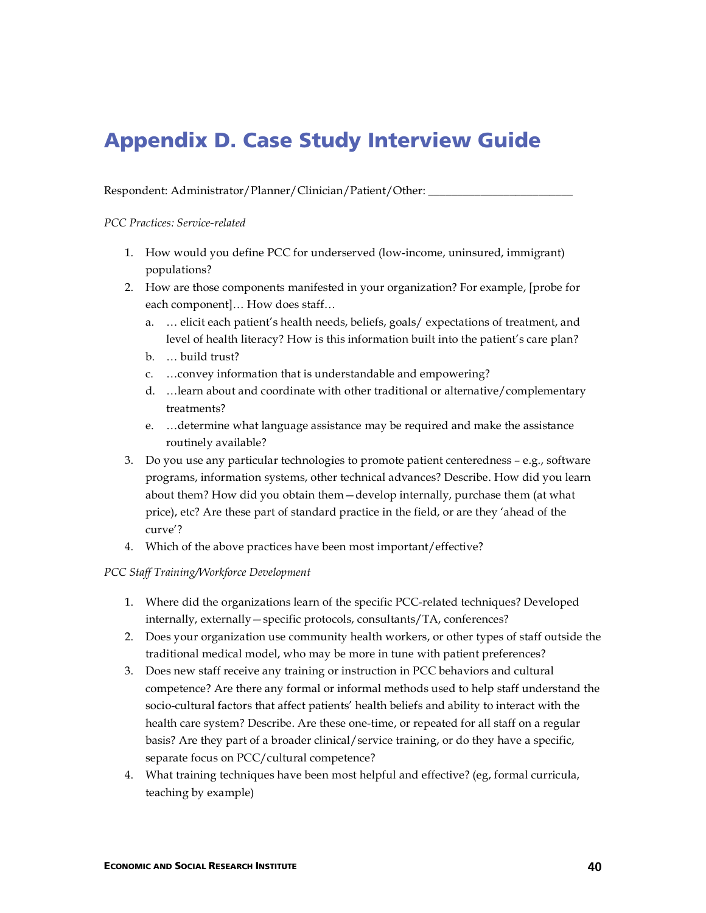# Appendix D. Case Study Interview Guide

Respondent: Administrator/Planner/Clinician/Patient/Other: ________________________

*PCC Practices: Service-related*

1. How would you define PCC for underserved (low-income, uninsured, immigrant) populations?
2. How are those components manifested in your organization? For example, [probe for each component]… How does staff…
   a. … elicit each patient's health needs, beliefs, goals/ expectations of treatment, and level of health literacy? How is this information built into the patient's care plan?
   b. … build trust?
   c. …convey information that is understandable and empowering?
   d. …learn about and coordinate with other traditional or alternative/complementary treatments?
   e. …determine what language assistance may be required and make the assistance routinely available?
3. Do you use any particular technologies to promote patient centeredness – e.g., software programs, information systems, other technical advances? Describe. How did you learn about them? How did you obtain them—develop internally, purchase them (at what price), etc? Are these part of standard practice in the field, or are they 'ahead of the curve'?
4. Which of the above practices have been most important/effective?

*PCC Staff Training/Workforce Development*

1. Where did the organizations learn of the specific PCC-related techniques? Developed internally, externally—specific protocols, consultants/TA, conferences?
2. Does your organization use community health workers, or other types of staff outside the traditional medical model, who may be more in tune with patient preferences?
3. Does new staff receive any training or instruction in PCC behaviors and cultural competence? Are there any formal or informal methods used to help staff understand the socio-cultural factors that affect patients' health beliefs and ability to interact with the health care system? Describe. Are these one-time, or repeated for all staff on a regular basis? Are they part of a broader clinical/service training, or do they have a specific, separate focus on PCC/cultural competence?
4. What training techniques have been most helpful and effective? (eg, formal curricula, teaching by example)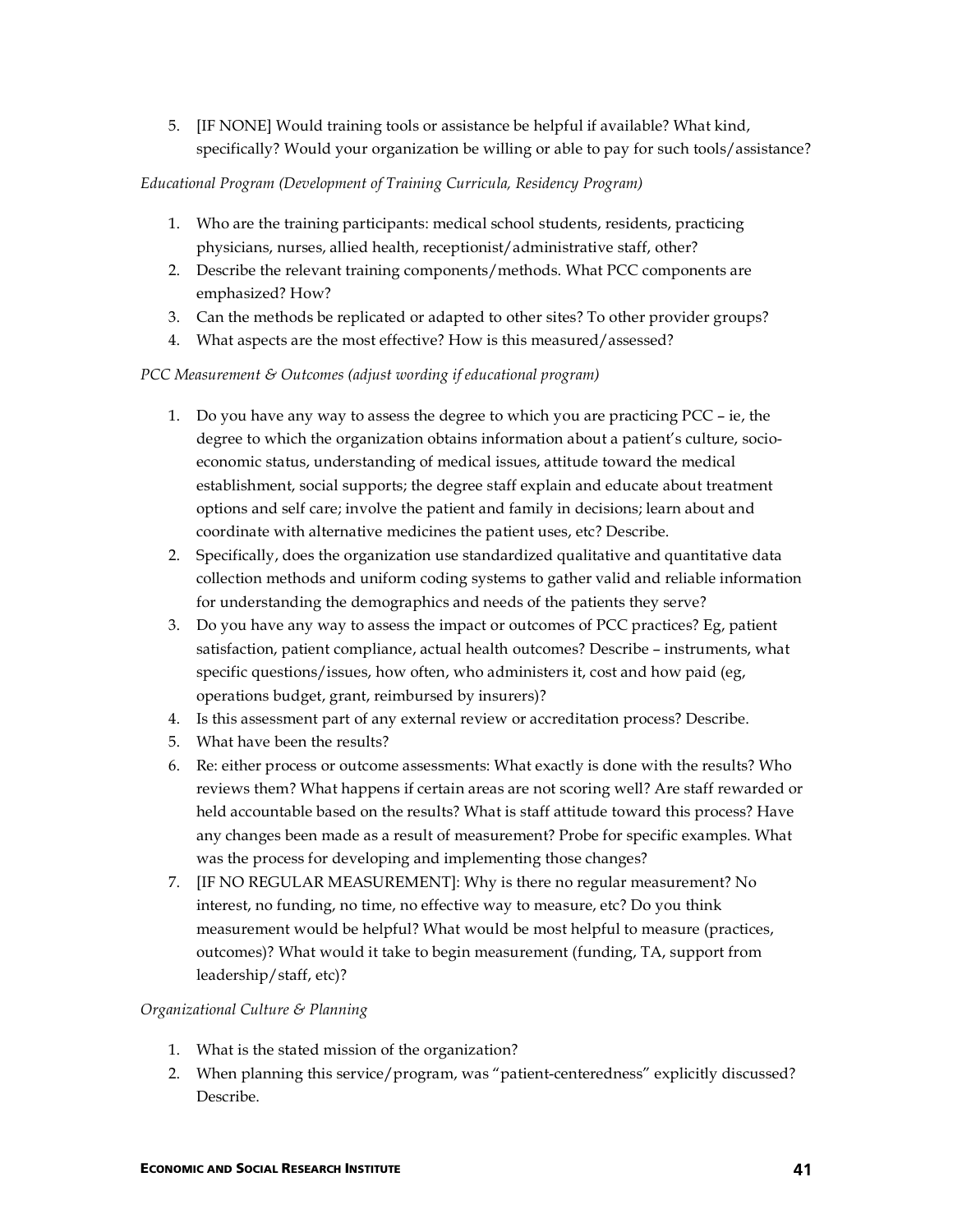5. [IF NONE] Would training tools or assistance be helpful if available? What kind, specifically? Would your organization be willing or able to pay for such tools/assistance?

*Educational Program (Development of Training Curricula, Residency Program)*

1. Who are the training participants: medical school students, residents, practicing physicians, nurses, allied health, receptionist/administrative staff, other?
2. Describe the relevant training components/methods. What PCC components are emphasized? How?
3. Can the methods be replicated or adapted to other sites? To other provider groups?
4. What aspects are the most effective? How is this measured/assessed?

*PCC Measurement & Outcomes (adjust wording if educational program)*

1. Do you have any way to assess the degree to which you are practicing PCC – ie, the degree to which the organization obtains information about a patient's culture, socio-economic status, understanding of medical issues, attitude toward the medical establishment, social supports; the degree staff explain and educate about treatment options and self care; involve the patient and family in decisions; learn about and coordinate with alternative medicines the patient uses, etc? Describe.
2. Specifically, does the organization use standardized qualitative and quantitative data collection methods and uniform coding systems to gather valid and reliable information for understanding the demographics and needs of the patients they serve?
3. Do you have any way to assess the impact or outcomes of PCC practices? Eg, patient satisfaction, patient compliance, actual health outcomes? Describe – instruments, what specific questions/issues, how often, who administers it, cost and how paid (eg, operations budget, grant, reimbursed by insurers)?
4. Is this assessment part of any external review or accreditation process? Describe.
5. What have been the results?
6. Re: either process or outcome assessments: What exactly is done with the results? Who reviews them? What happens if certain areas are not scoring well? Are staff rewarded or held accountable based on the results? What is staff attitude toward this process? Have any changes been made as a result of measurement? Probe for specific examples. What was the process for developing and implementing those changes?
7. [IF NO REGULAR MEASUREMENT]: Why is there no regular measurement? No interest, no funding, no time, no effective way to measure, etc? Do you think measurement would be helpful? What would be most helpful to measure (practices, outcomes)? What would it take to begin measurement (funding, TA, support from leadership/staff, etc)?

*Organizational Culture & Planning*

1. What is the stated mission of the organization?
2. When planning this service/program, was "patient-centeredness" explicitly discussed? Describe.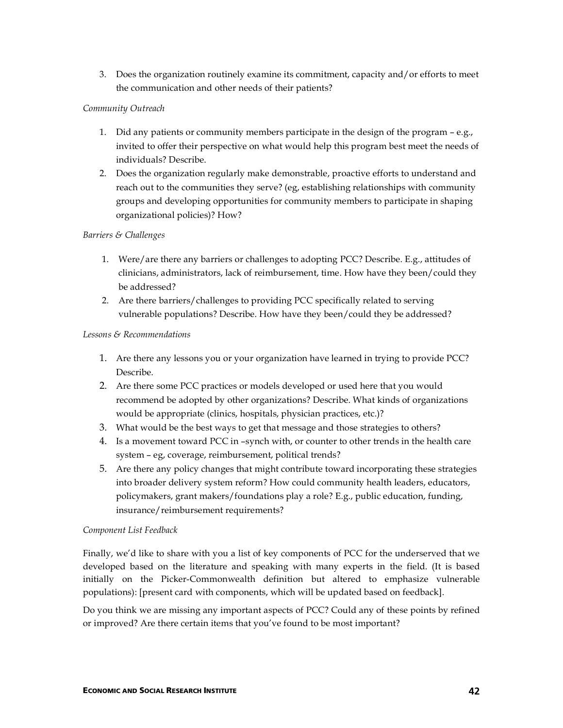3. Does the organization routinely examine its commitment, capacity and/or efforts to meet the communication and other needs of their patients?

*Community Outreach*

1. Did any patients or community members participate in the design of the program – e.g., invited to offer their perspective on what would help this program best meet the needs of individuals? Describe.
2. Does the organization regularly make demonstrable, proactive efforts to understand and reach out to the communities they serve? (eg, establishing relationships with community groups and developing opportunities for community members to participate in shaping organizational policies)? How?

*Barriers & Challenges*

1. Were/are there any barriers or challenges to adopting PCC? Describe. E.g., attitudes of clinicians, administrators, lack of reimbursement, time. How have they been/could they be addressed?
2. Are there barriers/challenges to providing PCC specifically related to serving vulnerable populations? Describe. How have they been/could they be addressed?

*Lessons & Recommendations*

1. Are there any lessons you or your organization have learned in trying to provide PCC? Describe.
2. Are there some PCC practices or models developed or used here that you would recommend be adopted by other organizations? Describe. What kinds of organizations would be appropriate (clinics, hospitals, physician practices, etc.)?
3. What would be the best ways to get that message and those strategies to others?
4. Is a movement toward PCC in –synch with, or counter to other trends in the health care system – eg, coverage, reimbursement, political trends?
5. Are there any policy changes that might contribute toward incorporating these strategies into broader delivery system reform? How could community health leaders, educators, policymakers, grant makers/foundations play a role? E.g., public education, funding, insurance/reimbursement requirements?

*Component List Feedback*

Finally, we'd like to share with you a list of key components of PCC for the underserved that we developed based on the literature and speaking with many experts in the field. (It is based initially on the Picker-Commonwealth definition but altered to emphasize vulnerable populations): [present card with components, which will be updated based on feedback].

Do you think we are missing any important aspects of PCC? Could any of these points by refined or improved? Are there certain items that you've found to be most important?